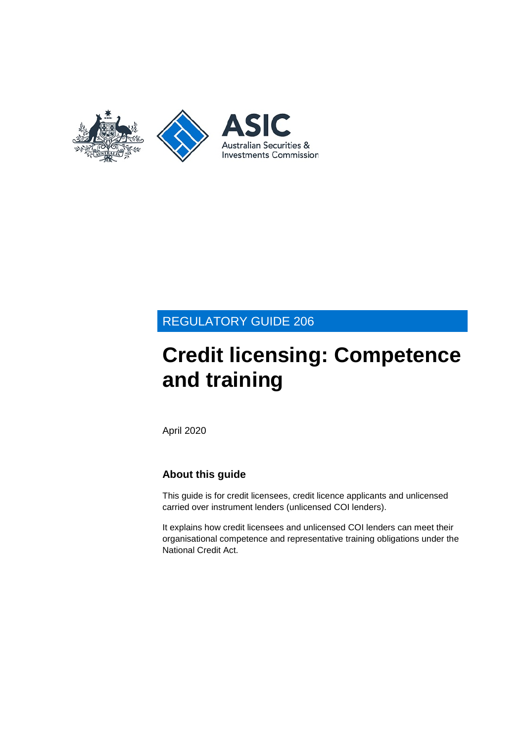REGULATORY GUIDE 206

# Credit licensing: Competence and training

April 2020

## About this guide

This guide is for credit licensees, credit licence applicants and unlicensed carried over instrument lenders (unlicensed COI lenders).

It explains how credit licensees and unlicensed COI lenders can meet their organisational competence and representative training obligations under the National Credit Act.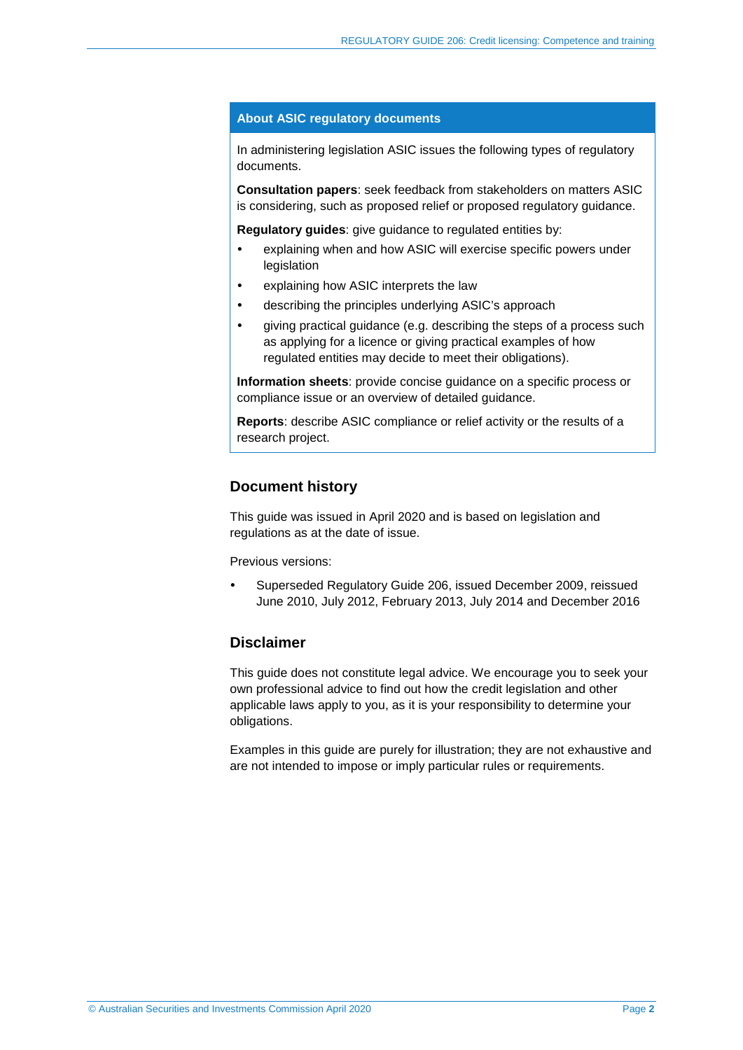## About ASIC regulatory documents

In administering legislation ASIC issues the following types of regulatory documents.

**Consultation papers**: seek feedback from stakeholders on matters ASIC is considering, such as proposed relief or proposed regulatory guidance.

**Regulatory guides**: give guidance to regulated entities by:

- explaining when and how ASIC will exercise specific powers under legislation
- explaining how ASIC interprets the law
- describing the principles underlying ASIC's approach
- giving practical guidance (e.g. describing the steps of a process such as applying for a licence or giving practical examples of how regulated entities may decide to meet their obligations).

**Information sheets**: provide concise guidance on a specific process or compliance issue or an overview of detailed guidance.

**Reports**: describe ASIC compliance or relief activity or the results of a research project.

## Document history

This guide was issued in April 2020 and is based on legislation and regulations as at the date of issue.

Previous versions:

- Superseded Regulatory Guide 206, issued December 2009, reissued June 2010, July 2012, February 2013, July 2014 and December 2016

## Disclaimer

This guide does not constitute legal advice. We encourage you to seek your own professional advice to find out how the credit legislation and other applicable laws apply to you, as it is your responsibility to determine your obligations.

Examples in this guide are purely for illustration; they are not exhaustive and are not intended to impose or imply particular rules or requirements.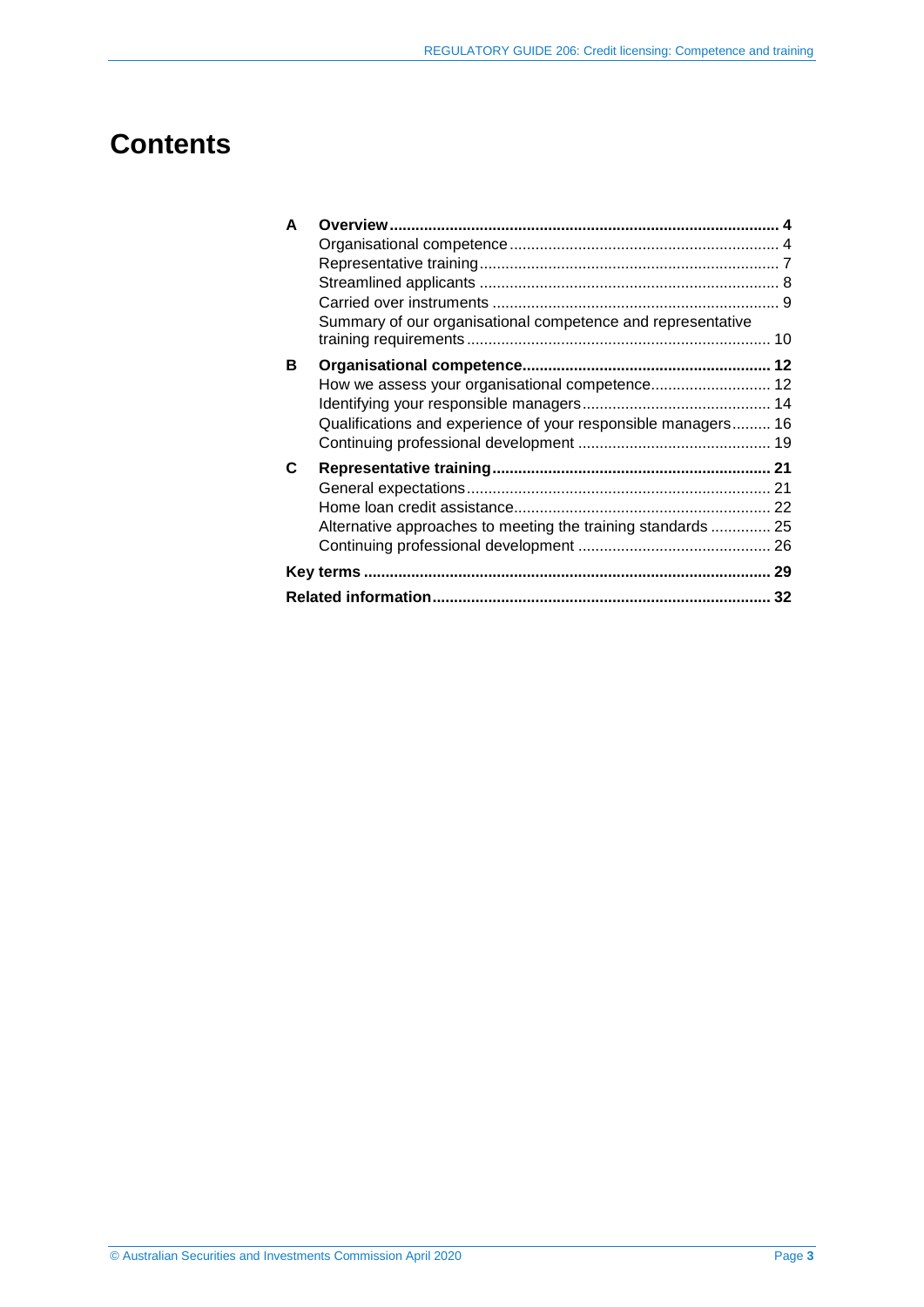# Contents

| | | |
|---|---|---|
| **A** | **Overview** | **4** |
| | Organisational competence | 4 |
| | Representative training | 7 |
| | Streamlined applicants | 8 |
| | Carried over instruments | 9 |
| | Summary of our organisational competence and representative training requirements | 10 |
| **B** | **Organisational competence** | **12** |
| | How we assess your organisational competence | 12 |
| | Identifying your responsible managers | 14 |
| | Qualifications and experience of your responsible managers | 16 |
| | Continuing professional development | 19 |
| **C** | **Representative training** | **21** |
| | General expectations | 21 |
| | Home loan credit assistance | 22 |
| | Alternative approaches to meeting the training standards | 25 |
| | Continuing professional development | 26 |
| **Key terms** | | **29** |
| **Related information** | | **32** |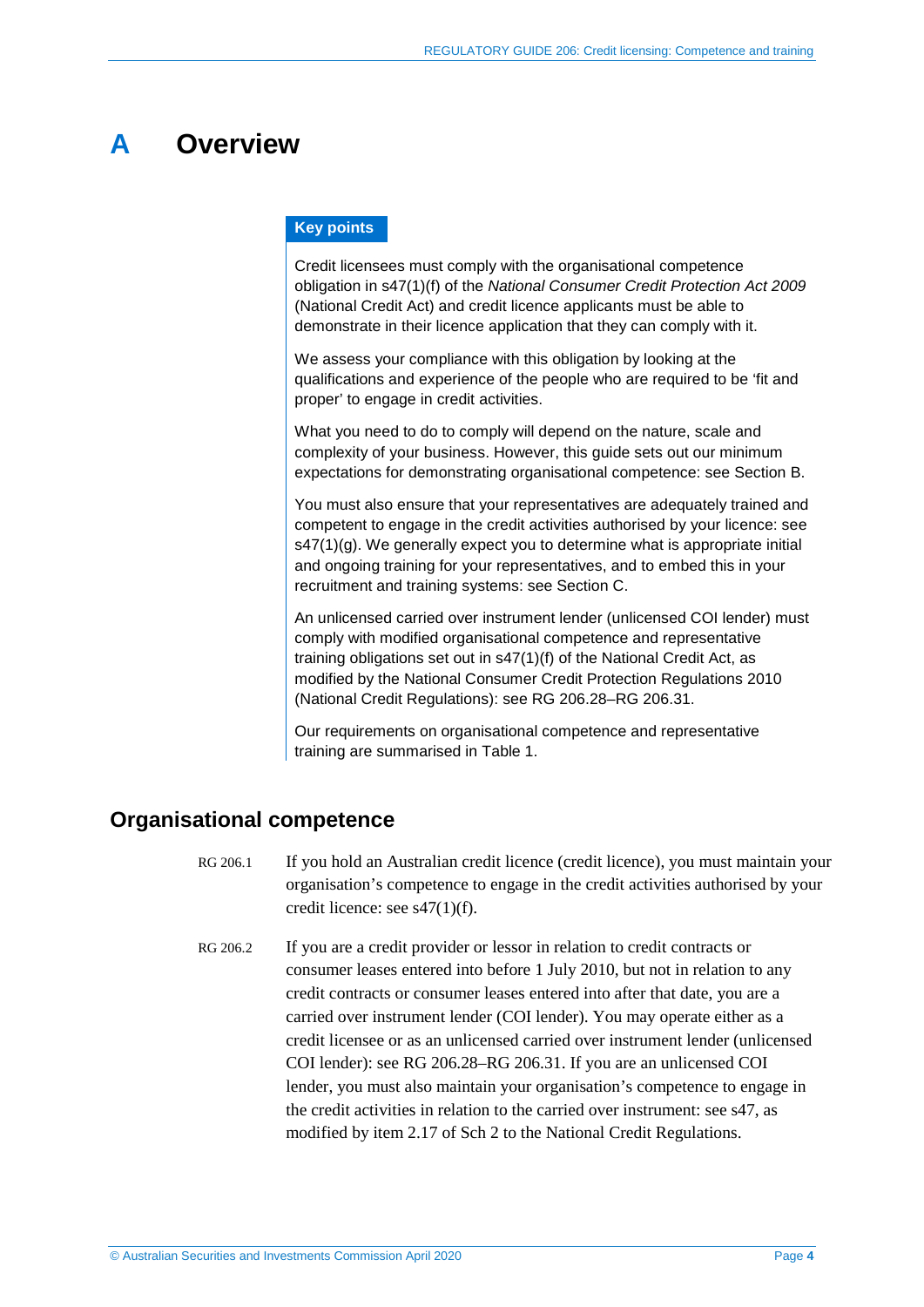# A Overview

**Key points**

Credit licensees must comply with the organisational competence obligation in s47(1)(f) of the *National Consumer Credit Protection Act 2009* (National Credit Act) and credit licence applicants must be able to demonstrate in their licence application that they can comply with it.

We assess your compliance with this obligation by looking at the qualifications and experience of the people who are required to be 'fit and proper' to engage in credit activities.

What you need to do to comply will depend on the nature, scale and complexity of your business. However, this guide sets out our minimum expectations for demonstrating organisational competence: see Section B.

You must also ensure that your representatives are adequately trained and competent to engage in the credit activities authorised by your licence: see s47(1)(g). We generally expect you to determine what is appropriate initial and ongoing training for your representatives, and to embed this in your recruitment and training systems: see Section C.

An unlicensed carried over instrument lender (unlicensed COI lender) must comply with modified organisational competence and representative training obligations set out in s47(1)(f) of the National Credit Act, as modified by the National Consumer Credit Protection Regulations 2010 (National Credit Regulations): see RG 206.28–RG 206.31.

Our requirements on organisational competence and representative training are summarised in Table 1.

## Organisational competence

RG 206.1 If you hold an Australian credit licence (credit licence), you must maintain your organisation's competence to engage in the credit activities authorised by your credit licence: see s47(1)(f).

RG 206.2 If you are a credit provider or lessor in relation to credit contracts or consumer leases entered into before 1 July 2010, but not in relation to any credit contracts or consumer leases entered into after that date, you are a carried over instrument lender (COI lender). You may operate either as a credit licensee or as an unlicensed carried over instrument lender (unlicensed COI lender): see RG 206.28–RG 206.31. If you are an unlicensed COI lender, you must also maintain your organisation's competence to engage in the credit activities in relation to the carried over instrument: see s47, as modified by item 2.17 of Sch 2 to the National Credit Regulations.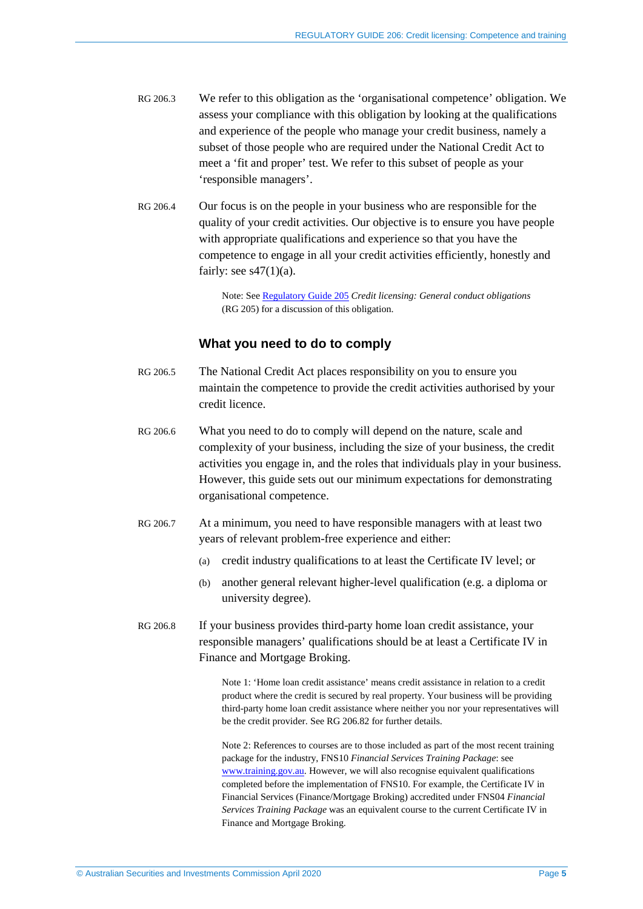RG 206.3 We refer to this obligation as the 'organisational competence' obligation. We assess your compliance with this obligation by looking at the qualifications and experience of the people who manage your credit business, namely a subset of those people who are required under the National Credit Act to meet a 'fit and proper' test. We refer to this subset of people as your 'responsible managers'.

RG 206.4 Our focus is on the people in your business who are responsible for the quality of your credit activities. Our objective is to ensure you have people with appropriate qualifications and experience so that you have the competence to engage in all your credit activities efficiently, honestly and fairly: see s47(1)(a).

> Note: See Regulatory Guide 205 *Credit licensing: General conduct obligations* (RG 205) for a discussion of this obligation.

### What you need to do to comply

RG 206.5 The National Credit Act places responsibility on you to ensure you maintain the competence to provide the credit activities authorised by your credit licence.

RG 206.6 What you need to do to comply will depend on the nature, scale and complexity of your business, including the size of your business, the credit activities you engage in, and the roles that individuals play in your business. However, this guide sets out our minimum expectations for demonstrating organisational competence.

RG 206.7 At a minimum, you need to have responsible managers with at least two years of relevant problem-free experience and either:

(a) credit industry qualifications to at least the Certificate IV level; or

(b) another general relevant higher-level qualification (e.g. a diploma or university degree).

RG 206.8 If your business provides third-party home loan credit assistance, your responsible managers' qualifications should be at least a Certificate IV in Finance and Mortgage Broking.

> Note 1: 'Home loan credit assistance' means credit assistance in relation to a credit product where the credit is secured by real property. Your business will be providing third-party home loan credit assistance where neither you nor your representatives will be the credit provider. See RG 206.82 for further details.
>
> Note 2: References to courses are to those included as part of the most recent training package for the industry, FNS10 *Financial Services Training Package*: see www.training.gov.au. However, we will also recognise equivalent qualifications completed before the implementation of FNS10. For example, the Certificate IV in Financial Services (Finance/Mortgage Broking) accredited under FNS04 *Financial Services Training Package* was an equivalent course to the current Certificate IV in Finance and Mortgage Broking.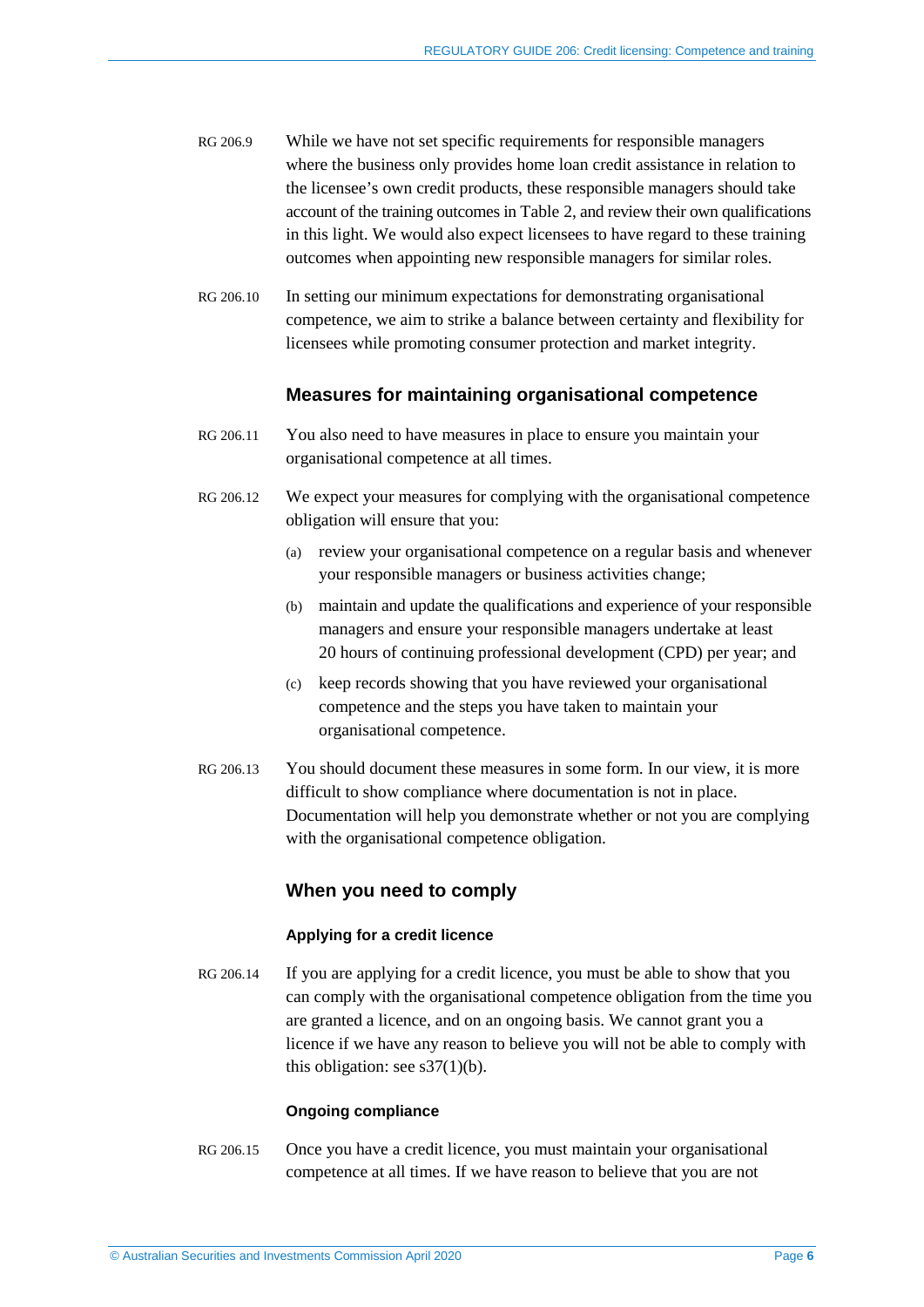RG 206.9 While we have not set specific requirements for responsible managers where the business only provides home loan credit assistance in relation to the licensee's own credit products, these responsible managers should take account of the training outcomes in Table 2, and review their own qualifications in this light. We would also expect licensees to have regard to these training outcomes when appointing new responsible managers for similar roles.

RG 206.10 In setting our minimum expectations for demonstrating organisational competence, we aim to strike a balance between certainty and flexibility for licensees while promoting consumer protection and market integrity.

### Measures for maintaining organisational competence

RG 206.11 You also need to have measures in place to ensure you maintain your organisational competence at all times.

RG 206.12 We expect your measures for complying with the organisational competence obligation will ensure that you:

(a) review your organisational competence on a regular basis and whenever your responsible managers or business activities change;

(b) maintain and update the qualifications and experience of your responsible managers and ensure your responsible managers undertake at least 20 hours of continuing professional development (CPD) per year; and

(c) keep records showing that you have reviewed your organisational competence and the steps you have taken to maintain your organisational competence.

RG 206.13 You should document these measures in some form. In our view, it is more difficult to show compliance where documentation is not in place. Documentation will help you demonstrate whether or not you are complying with the organisational competence obligation.

### When you need to comply

#### Applying for a credit licence

RG 206.14 If you are applying for a credit licence, you must be able to show that you can comply with the organisational competence obligation from the time you are granted a licence, and on an ongoing basis. We cannot grant you a licence if we have any reason to believe you will not be able to comply with this obligation: see s37(1)(b).

#### Ongoing compliance

RG 206.15 Once you have a credit licence, you must maintain your organisational competence at all times. If we have reason to believe that you are not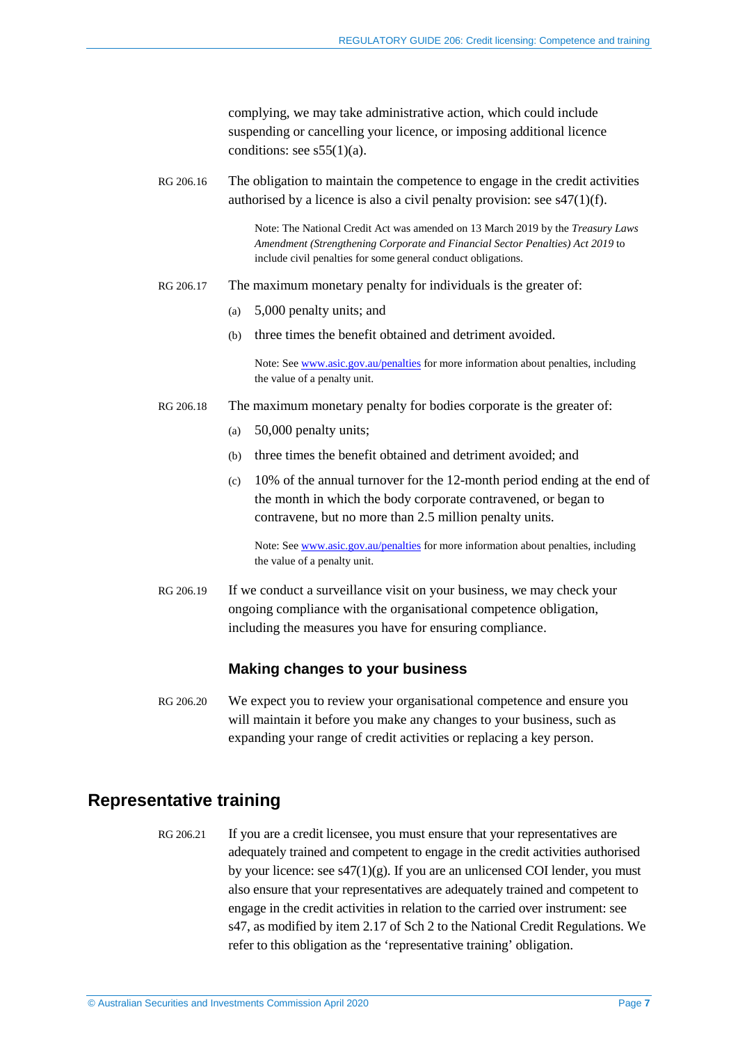complying, we may take administrative action, which could include suspending or cancelling your licence, or imposing additional licence conditions: see s55(1)(a).

RG 206.16 The obligation to maintain the competence to engage in the credit activities authorised by a licence is also a civil penalty provision: see s47(1)(f).

> Note: The National Credit Act was amended on 13 March 2019 by the *Treasury Laws Amendment (Strengthening Corporate and Financial Sector Penalties) Act 2019* to include civil penalties for some general conduct obligations.

RG 206.17 The maximum monetary penalty for individuals is the greater of:

(a) 5,000 penalty units; and

(b) three times the benefit obtained and detriment avoided.

> Note: See www.asic.gov.au/penalties for more information about penalties, including the value of a penalty unit.

RG 206.18 The maximum monetary penalty for bodies corporate is the greater of:

(a) 50,000 penalty units;

(b) three times the benefit obtained and detriment avoided; and

(c) 10% of the annual turnover for the 12-month period ending at the end of the month in which the body corporate contravened, or began to contravene, but no more than 2.5 million penalty units.

> Note: See www.asic.gov.au/penalties for more information about penalties, including the value of a penalty unit.

RG 206.19 If we conduct a surveillance visit on your business, we may check your ongoing compliance with the organisational competence obligation, including the measures you have for ensuring compliance.

### Making changes to your business

RG 206.20 We expect you to review your organisational competence and ensure you will maintain it before you make any changes to your business, such as expanding your range of credit activities or replacing a key person.

## Representative training

RG 206.21 If you are a credit licensee, you must ensure that your representatives are adequately trained and competent to engage in the credit activities authorised by your licence: see s47(1)(g). If you are an unlicensed COI lender, you must also ensure that your representatives are adequately trained and competent to engage in the credit activities in relation to the carried over instrument: see s47, as modified by item 2.17 of Sch 2 to the National Credit Regulations. We refer to this obligation as the 'representative training' obligation.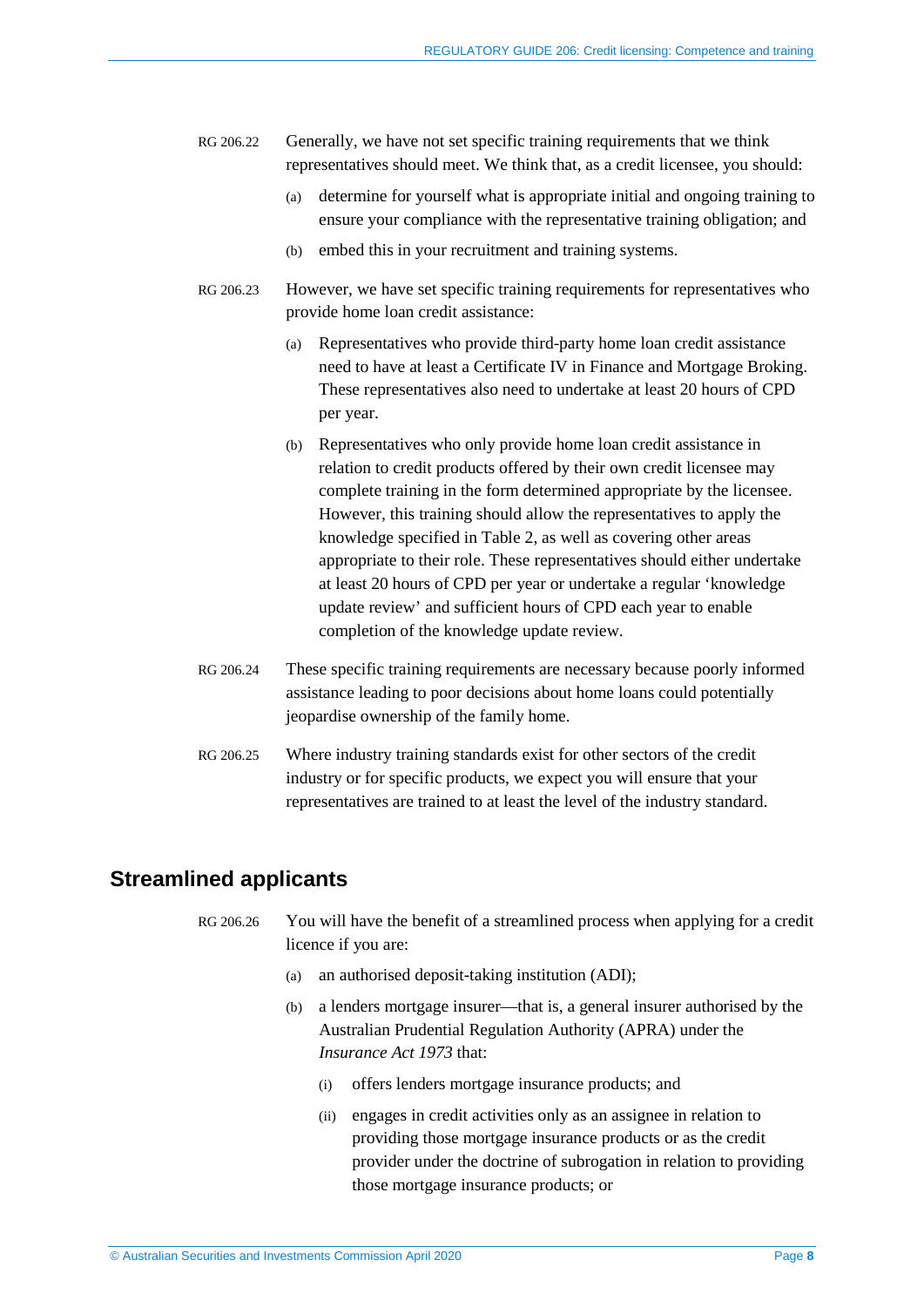RG 206.22 Generally, we have not set specific training requirements that we think representatives should meet. We think that, as a credit licensee, you should:

(a) determine for yourself what is appropriate initial and ongoing training to ensure your compliance with the representative training obligation; and

(b) embed this in your recruitment and training systems.

RG 206.23 However, we have set specific training requirements for representatives who provide home loan credit assistance:

(a) Representatives who provide third-party home loan credit assistance need to have at least a Certificate IV in Finance and Mortgage Broking. These representatives also need to undertake at least 20 hours of CPD per year.

(b) Representatives who only provide home loan credit assistance in relation to credit products offered by their own credit licensee may complete training in the form determined appropriate by the licensee. However, this training should allow the representatives to apply the knowledge specified in Table 2, as well as covering other areas appropriate to their role. These representatives should either undertake at least 20 hours of CPD per year or undertake a regular 'knowledge update review' and sufficient hours of CPD each year to enable completion of the knowledge update review.

RG 206.24 These specific training requirements are necessary because poorly informed assistance leading to poor decisions about home loans could potentially jeopardise ownership of the family home.

RG 206.25 Where industry training standards exist for other sectors of the credit industry or for specific products, we expect you will ensure that your representatives are trained to at least the level of the industry standard.

## Streamlined applicants

RG 206.26 You will have the benefit of a streamlined process when applying for a credit licence if you are:

(a) an authorised deposit-taking institution (ADI);

(b) a lenders mortgage insurer—that is, a general insurer authorised by the Australian Prudential Regulation Authority (APRA) under the *Insurance Act 1973* that:

(i) offers lenders mortgage insurance products; and

(ii) engages in credit activities only as an assignee in relation to providing those mortgage insurance products or as the credit provider under the doctrine of subrogation in relation to providing those mortgage insurance products; or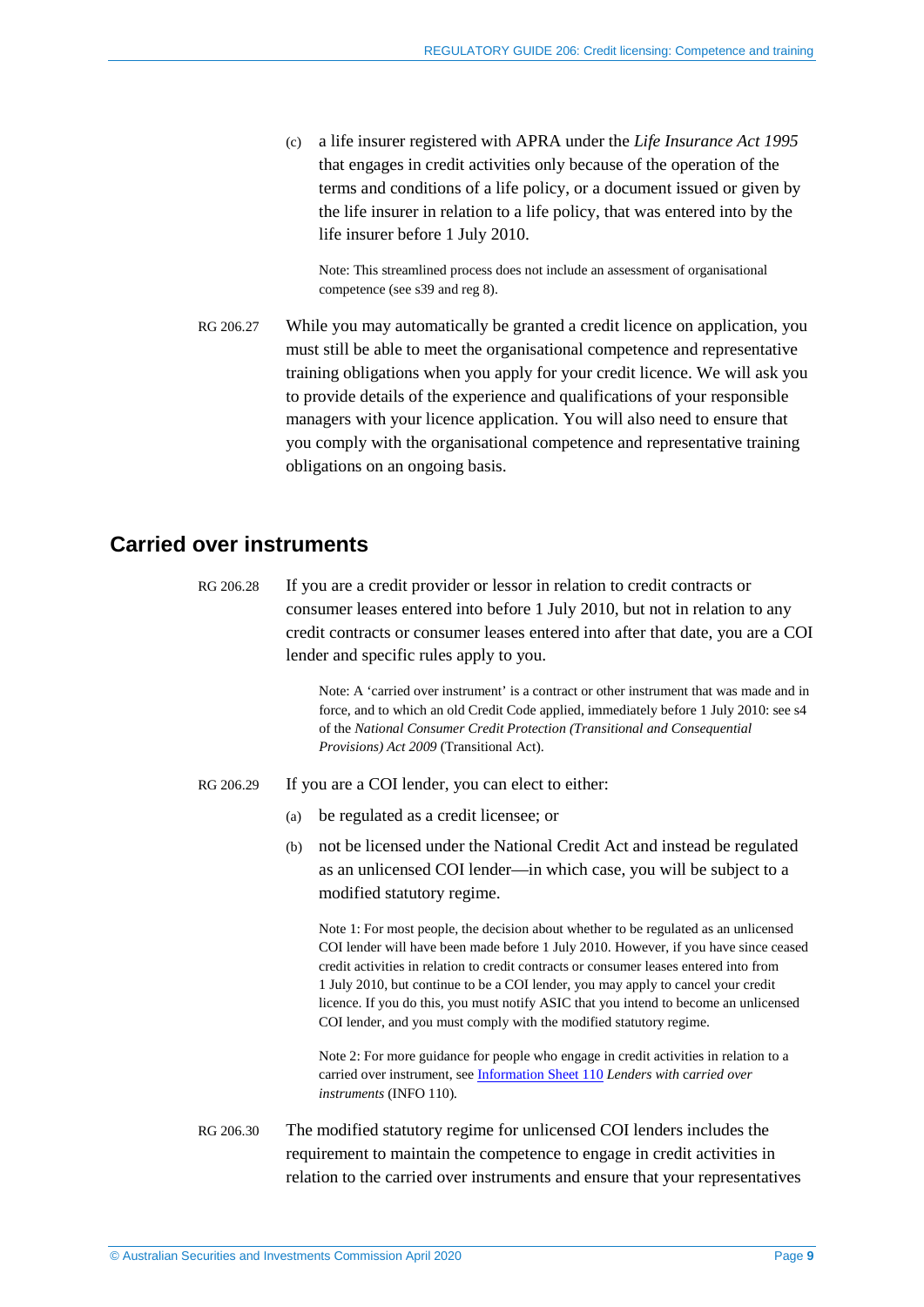(c) a life insurer registered with APRA under the *Life Insurance Act 1995* that engages in credit activities only because of the operation of the terms and conditions of a life policy, or a document issued or given by the life insurer in relation to a life policy, that was entered into by the life insurer before 1 July 2010.

Note: This streamlined process does not include an assessment of organisational competence (see s39 and reg 8).

RG 206.27 While you may automatically be granted a credit licence on application, you must still be able to meet the organisational competence and representative training obligations when you apply for your credit licence. We will ask you to provide details of the experience and qualifications of your responsible managers with your licence application. You will also need to ensure that you comply with the organisational competence and representative training obligations on an ongoing basis.

## Carried over instruments

RG 206.28 If you are a credit provider or lessor in relation to credit contracts or consumer leases entered into before 1 July 2010, but not in relation to any credit contracts or consumer leases entered into after that date, you are a COI lender and specific rules apply to you.

Note: A 'carried over instrument' is a contract or other instrument that was made and in force, and to which an old Credit Code applied, immediately before 1 July 2010: see s4 of the *National Consumer Credit Protection (Transitional and Consequential Provisions) Act 2009* (Transitional Act).

RG 206.29 If you are a COI lender, you can elect to either:

(a) be regulated as a credit licensee; or

(b) not be licensed under the National Credit Act and instead be regulated as an unlicensed COI lender—in which case, you will be subject to a modified statutory regime.

Note 1: For most people, the decision about whether to be regulated as an unlicensed COI lender will have been made before 1 July 2010. However, if you have since ceased credit activities in relation to credit contracts or consumer leases entered into from 1 July 2010, but continue to be a COI lender, you may apply to cancel your credit licence. If you do this, you must notify ASIC that you intend to become an unlicensed COI lender, and you must comply with the modified statutory regime.

Note 2: For more guidance for people who engage in credit activities in relation to a carried over instrument, see Information Sheet 110 *Lenders with carried over instruments* (INFO 110).

RG 206.30 The modified statutory regime for unlicensed COI lenders includes the requirement to maintain the competence to engage in credit activities in relation to the carried over instruments and ensure that your representatives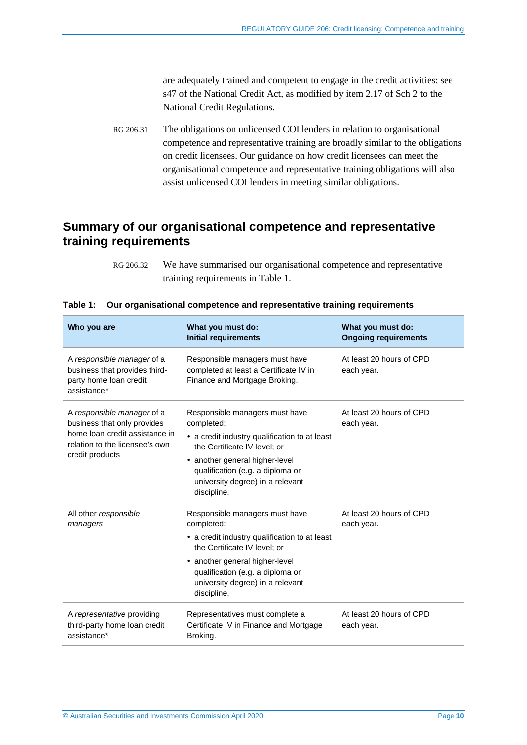are adequately trained and competent to engage in the credit activities: see s47 of the National Credit Act, as modified by item 2.17 of Sch 2 to the National Credit Regulations.

RG 206.31 The obligations on unlicensed COI lenders in relation to organisational competence and representative training are broadly similar to the obligations on credit licensees. Our guidance on how credit licensees can meet the organisational competence and representative training obligations will also assist unlicensed COI lenders in meeting similar obligations.

## Summary of our organisational competence and representative training requirements

RG 206.32 We have summarised our organisational competence and representative training requirements in Table 1.

**Table 1: Our organisational competence and representative training requirements**

| Who you are | What you must do: Initial requirements | What you must do: Ongoing requirements |
|---|---|---|
| A *responsible manager* of a business that provides third-party home loan credit assistance* | Responsible managers must have completed at least a Certificate IV in Finance and Mortgage Broking. | At least 20 hours of CPD each year. |
| A *responsible manager* of a business that only provides home loan credit assistance in relation to the licensee's own credit products | Responsible managers must have completed: • a credit industry qualification to at least the Certificate IV level; or • another general higher-level qualification (e.g. a diploma or university degree) in a relevant discipline. | At least 20 hours of CPD each year. |
| All other *responsible managers* | Responsible managers must have completed: • a credit industry qualification to at least the Certificate IV level; or • another general higher-level qualification (e.g. a diploma or university degree) in a relevant discipline. | At least 20 hours of CPD each year. |
| A *representative* providing third-party home loan credit assistance* | Representatives must complete a Certificate IV in Finance and Mortgage Broking. | At least 20 hours of CPD each year. |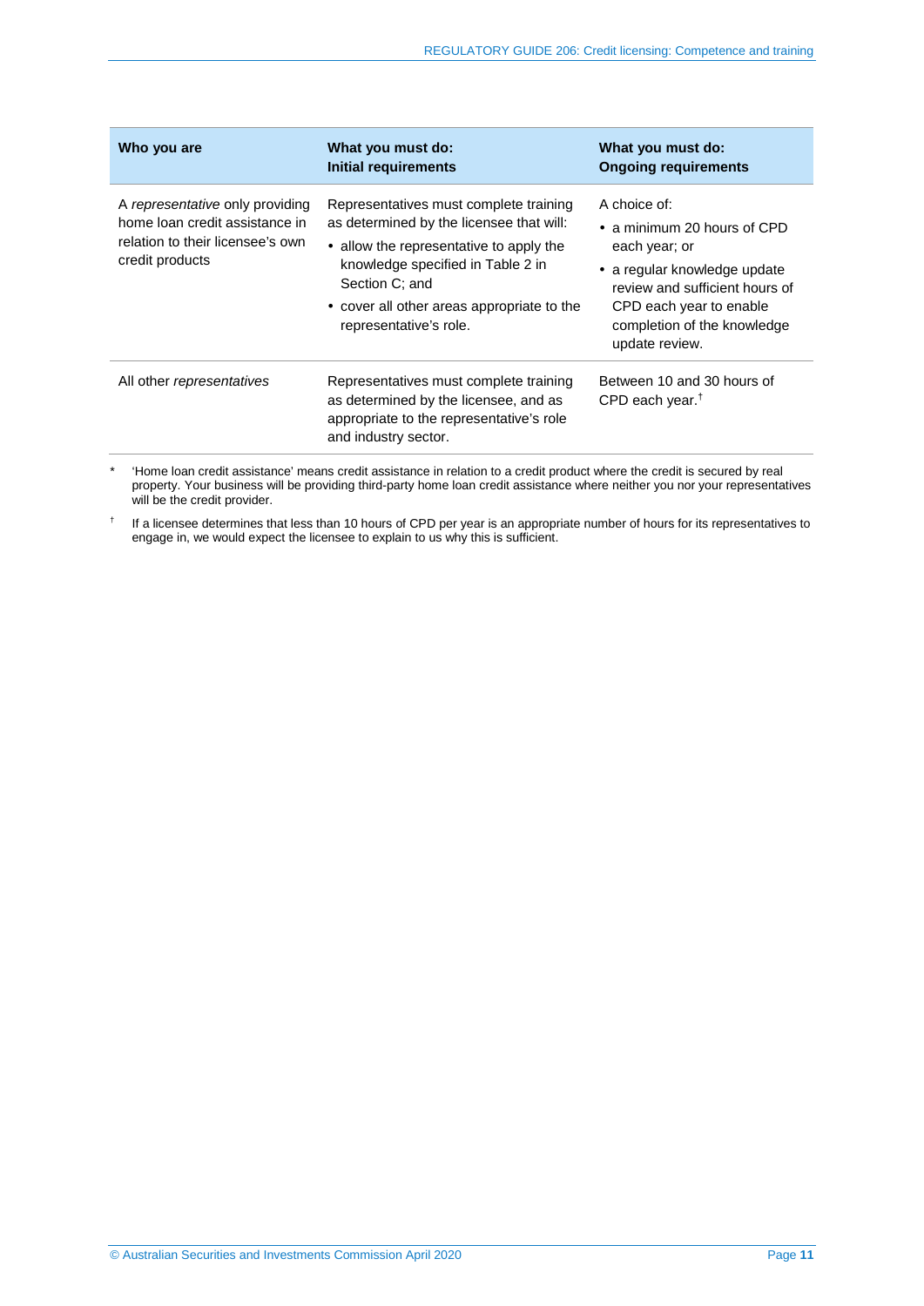| Who you are | What you must do: Initial requirements | What you must do: Ongoing requirements |
|---|---|---|
| A *representative* only providing home loan credit assistance in relation to their licensee's own credit products | Representatives must complete training as determined by the licensee that will: • allow the representative to apply the knowledge specified in Table 2 in Section C; and • cover all other areas appropriate to the representative's role. | A choice of: • a minimum 20 hours of CPD each year; or • a regular knowledge update review and sufficient hours of CPD each year to enable completion of the knowledge update review. |
| All other *representatives* | Representatives must complete training as determined by the licensee, and as appropriate to the representative's role and industry sector. | Between 10 and 30 hours of CPD each year.† |

\* 'Home loan credit assistance' means credit assistance in relation to a credit product where the credit is secured by real property. Your business will be providing third-party home loan credit assistance where neither you nor your representatives will be the credit provider.

† If a licensee determines that less than 10 hours of CPD per year is an appropriate number of hours for its representatives to engage in, we would expect the licensee to explain to us why this is sufficient.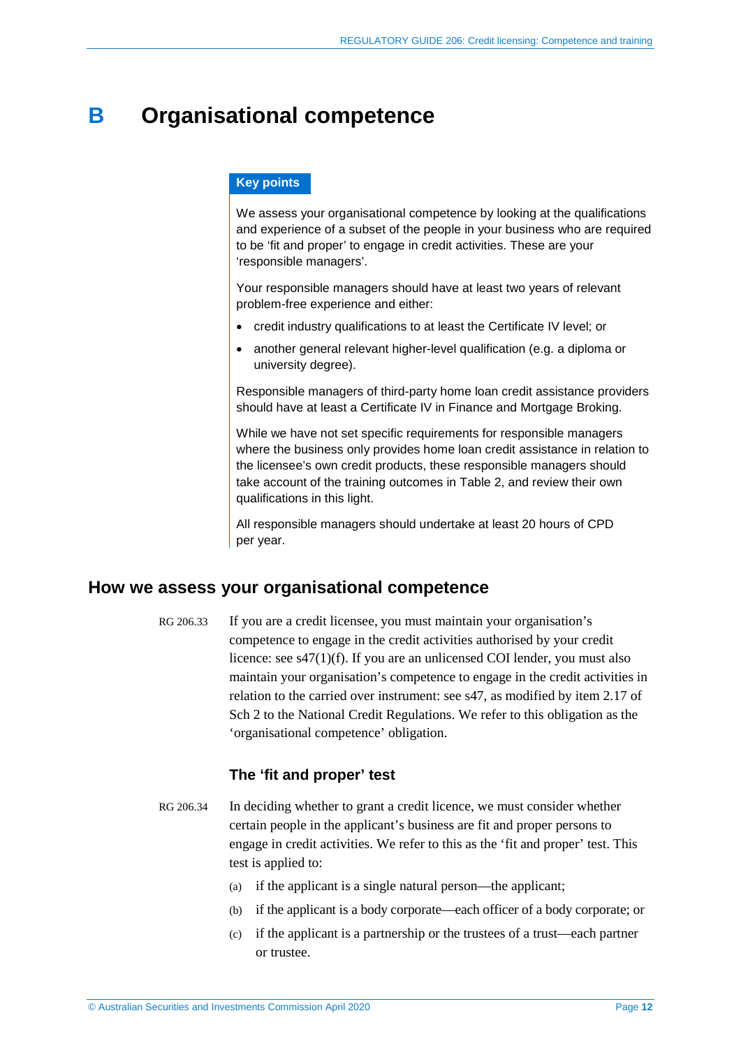# B Organisational competence

**Key points**

We assess your organisational competence by looking at the qualifications and experience of a subset of the people in your business who are required to be 'fit and proper' to engage in credit activities. These are your 'responsible managers'.

Your responsible managers should have at least two years of relevant problem-free experience and either:

- credit industry qualifications to at least the Certificate IV level; or
- another general relevant higher-level qualification (e.g. a diploma or university degree).

Responsible managers of third-party home loan credit assistance providers should have at least a Certificate IV in Finance and Mortgage Broking.

While we have not set specific requirements for responsible managers where the business only provides home loan credit assistance in relation to the licensee's own credit products, these responsible managers should take account of the training outcomes in Table 2, and review their own qualifications in this light.

All responsible managers should undertake at least 20 hours of CPD per year.

## How we assess your organisational competence

RG 206.33 If you are a credit licensee, you must maintain your organisation's competence to engage in the credit activities authorised by your credit licence: see s47(1)(f). If you are an unlicensed COI lender, you must also maintain your organisation's competence to engage in the credit activities in relation to the carried over instrument: see s47, as modified by item 2.17 of Sch 2 to the National Credit Regulations. We refer to this obligation as the 'organisational competence' obligation.

### The 'fit and proper' test

RG 206.34 In deciding whether to grant a credit licence, we must consider whether certain people in the applicant's business are fit and proper persons to engage in credit activities. We refer to this as the 'fit and proper' test. This test is applied to:

(a) if the applicant is a single natural person—the applicant;

(b) if the applicant is a body corporate—each officer of a body corporate; or

(c) if the applicant is a partnership or the trustees of a trust—each partner or trustee.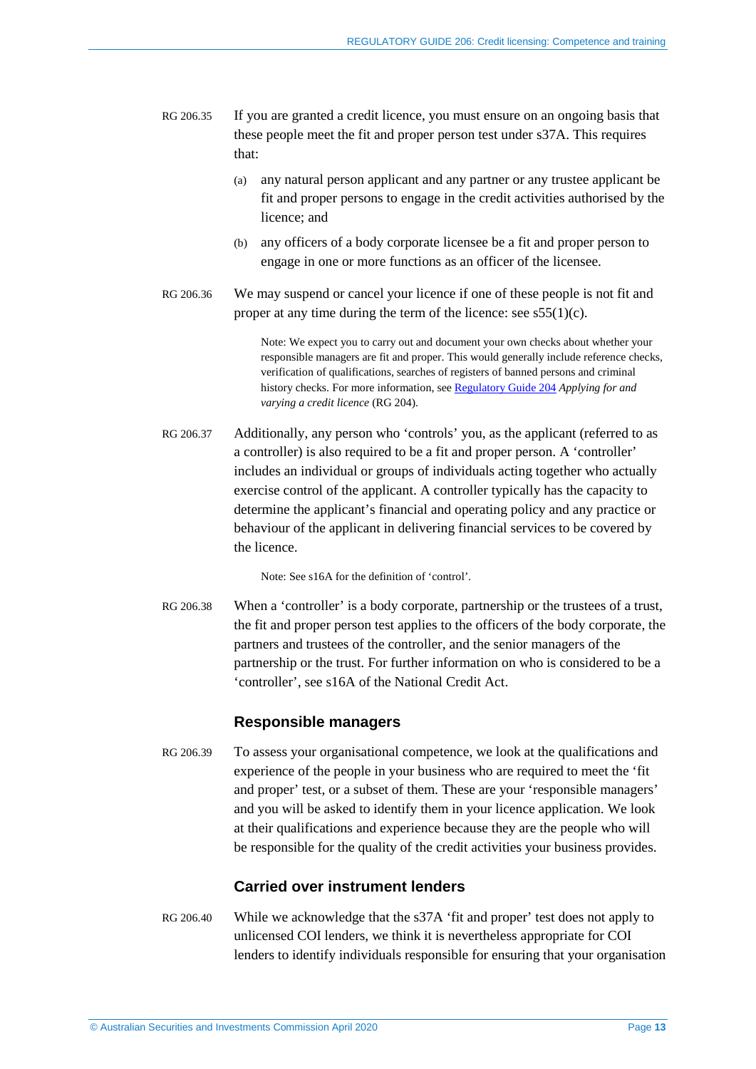RG 206.35 If you are granted a credit licence, you must ensure on an ongoing basis that these people meet the fit and proper person test under s37A. This requires that:

(a) any natural person applicant and any partner or any trustee applicant be fit and proper persons to engage in the credit activities authorised by the licence; and

(b) any officers of a body corporate licensee be a fit and proper person to engage in one or more functions as an officer of the licensee.

RG 206.36 We may suspend or cancel your licence if one of these people is not fit and proper at any time during the term of the licence: see s55(1)(c).

> Note: We expect you to carry out and document your own checks about whether your responsible managers are fit and proper. This would generally include reference checks, verification of qualifications, searches of registers of banned persons and criminal history checks. For more information, see Regulatory Guide 204 *Applying for and varying a credit licence* (RG 204).

RG 206.37 Additionally, any person who 'controls' you, as the applicant (referred to as a controller) is also required to be a fit and proper person. A 'controller' includes an individual or groups of individuals acting together who actually exercise control of the applicant. A controller typically has the capacity to determine the applicant's financial and operating policy and any practice or behaviour of the applicant in delivering financial services to be covered by the licence.

> Note: See s16A for the definition of 'control'.

RG 206.38 When a 'controller' is a body corporate, partnership or the trustees of a trust, the fit and proper person test applies to the officers of the body corporate, the partners and trustees of the controller, and the senior managers of the partnership or the trust. For further information on who is considered to be a 'controller', see s16A of the National Credit Act.

### Responsible managers

RG 206.39 To assess your organisational competence, we look at the qualifications and experience of the people in your business who are required to meet the 'fit and proper' test, or a subset of them. These are your 'responsible managers' and you will be asked to identify them in your licence application. We look at their qualifications and experience because they are the people who will be responsible for the quality of the credit activities your business provides.

### Carried over instrument lenders

RG 206.40 While we acknowledge that the s37A 'fit and proper' test does not apply to unlicensed COI lenders, we think it is nevertheless appropriate for COI lenders to identify individuals responsible for ensuring that your organisation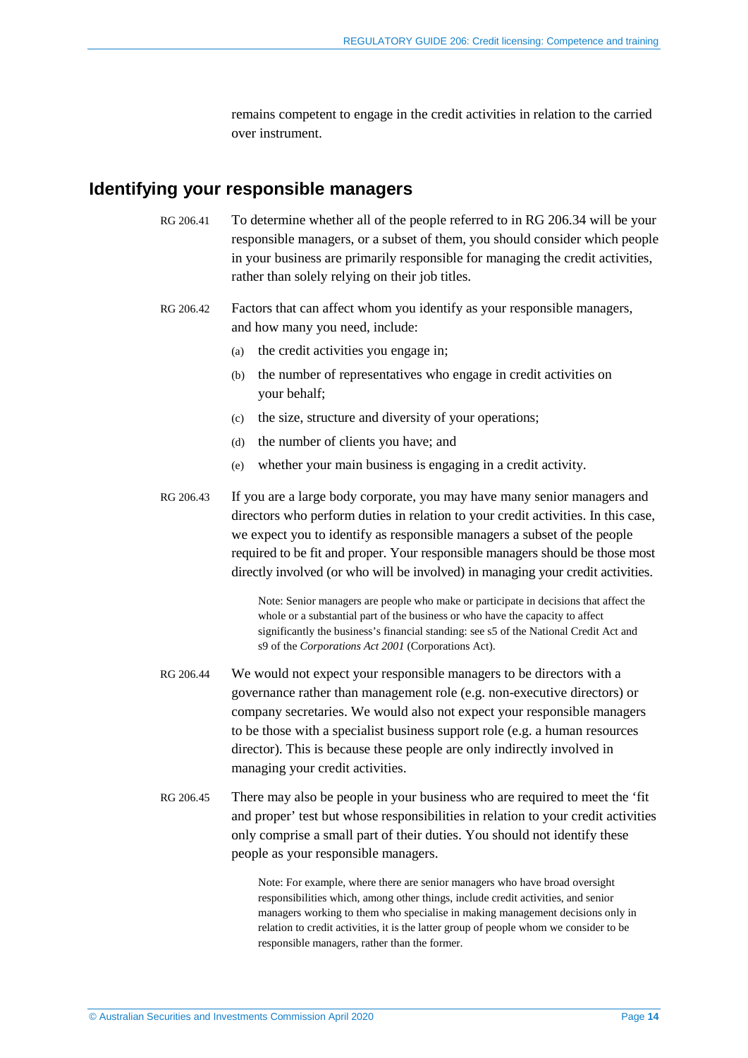remains competent to engage in the credit activities in relation to the carried over instrument.

## Identifying your responsible managers

RG 206.41 To determine whether all of the people referred to in RG 206.34 will be your responsible managers, or a subset of them, you should consider which people in your business are primarily responsible for managing the credit activities, rather than solely relying on their job titles.

RG 206.42 Factors that can affect whom you identify as your responsible managers, and how many you need, include:

(a) the credit activities you engage in;

(b) the number of representatives who engage in credit activities on your behalf;

(c) the size, structure and diversity of your operations;

(d) the number of clients you have; and

(e) whether your main business is engaging in a credit activity.

RG 206.43 If you are a large body corporate, you may have many senior managers and directors who perform duties in relation to your credit activities. In this case, we expect you to identify as responsible managers a subset of the people required to be fit and proper. Your responsible managers should be those most directly involved (or who will be involved) in managing your credit activities.

> Note: Senior managers are people who make or participate in decisions that affect the whole or a substantial part of the business or who have the capacity to affect significantly the business's financial standing: see s5 of the National Credit Act and s9 of the *Corporations Act 2001* (Corporations Act).

RG 206.44 We would not expect your responsible managers to be directors with a governance rather than management role (e.g. non-executive directors) or company secretaries. We would also not expect your responsible managers to be those with a specialist business support role (e.g. a human resources director). This is because these people are only indirectly involved in managing your credit activities.

RG 206.45 There may also be people in your business who are required to meet the 'fit and proper' test but whose responsibilities in relation to your credit activities only comprise a small part of their duties. You should not identify these people as your responsible managers.

> Note: For example, where there are senior managers who have broad oversight responsibilities which, among other things, include credit activities, and senior managers working to them who specialise in making management decisions only in relation to credit activities, it is the latter group of people whom we consider to be responsible managers, rather than the former.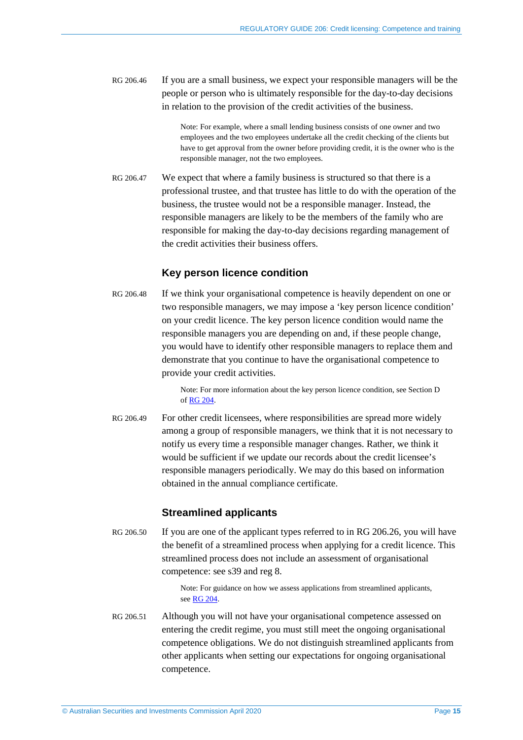RG 206.46 If you are a small business, we expect your responsible managers will be the people or person who is ultimately responsible for the day-to-day decisions in relation to the provision of the credit activities of the business.

> Note: For example, where a small lending business consists of one owner and two employees and the two employees undertake all the credit checking of the clients but have to get approval from the owner before providing credit, it is the owner who is the responsible manager, not the two employees.

RG 206.47 We expect that where a family business is structured so that there is a professional trustee, and that trustee has little to do with the operation of the business, the trustee would not be a responsible manager. Instead, the responsible managers are likely to be the members of the family who are responsible for making the day-to-day decisions regarding management of the credit activities their business offers.

### Key person licence condition

RG 206.48 If we think your organisational competence is heavily dependent on one or two responsible managers, we may impose a 'key person licence condition' on your credit licence. The key person licence condition would name the responsible managers you are depending on and, if these people change, you would have to identify other responsible managers to replace them and demonstrate that you continue to have the organisational competence to provide your credit activities.

> Note: For more information about the key person licence condition, see Section D of RG 204.

RG 206.49 For other credit licensees, where responsibilities are spread more widely among a group of responsible managers, we think that it is not necessary to notify us every time a responsible manager changes. Rather, we think it would be sufficient if we update our records about the credit licensee's responsible managers periodically. We may do this based on information obtained in the annual compliance certificate.

### Streamlined applicants

RG 206.50 If you are one of the applicant types referred to in RG 206.26, you will have the benefit of a streamlined process when applying for a credit licence. This streamlined process does not include an assessment of organisational competence: see s39 and reg 8.

> Note: For guidance on how we assess applications from streamlined applicants, see RG 204.

RG 206.51 Although you will not have your organisational competence assessed on entering the credit regime, you must still meet the ongoing organisational competence obligations. We do not distinguish streamlined applicants from other applicants when setting our expectations for ongoing organisational competence.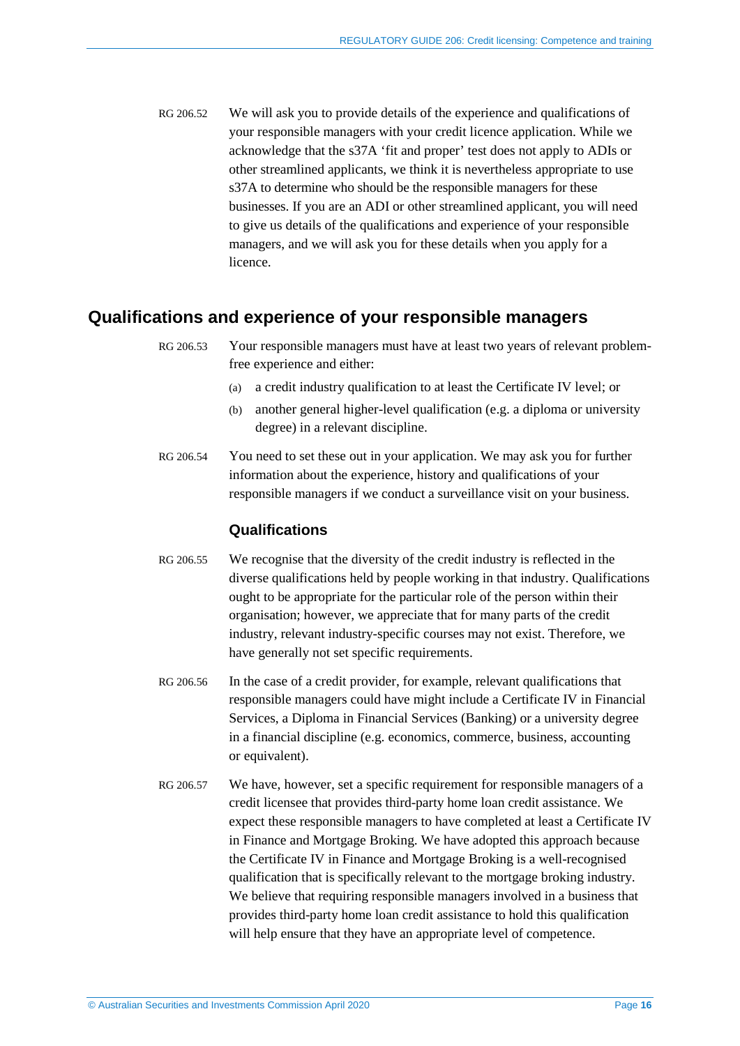RG 206.52 We will ask you to provide details of the experience and qualifications of your responsible managers with your credit licence application. While we acknowledge that the s37A 'fit and proper' test does not apply to ADIs or other streamlined applicants, we think it is nevertheless appropriate to use s37A to determine who should be the responsible managers for these businesses. If you are an ADI or other streamlined applicant, you will need to give us details of the qualifications and experience of your responsible managers, and we will ask you for these details when you apply for a licence.

## Qualifications and experience of your responsible managers

RG 206.53 Your responsible managers must have at least two years of relevant problem-free experience and either:

(a) a credit industry qualification to at least the Certificate IV level; or

(b) another general higher-level qualification (e.g. a diploma or university degree) in a relevant discipline.

RG 206.54 You need to set these out in your application. We may ask you for further information about the experience, history and qualifications of your responsible managers if we conduct a surveillance visit on your business.

### Qualifications

RG 206.55 We recognise that the diversity of the credit industry is reflected in the diverse qualifications held by people working in that industry. Qualifications ought to be appropriate for the particular role of the person within their organisation; however, we appreciate that for many parts of the credit industry, relevant industry-specific courses may not exist. Therefore, we have generally not set specific requirements.

RG 206.56 In the case of a credit provider, for example, relevant qualifications that responsible managers could have might include a Certificate IV in Financial Services, a Diploma in Financial Services (Banking) or a university degree in a financial discipline (e.g. economics, commerce, business, accounting or equivalent).

RG 206.57 We have, however, set a specific requirement for responsible managers of a credit licensee that provides third-party home loan credit assistance. We expect these responsible managers to have completed at least a Certificate IV in Finance and Mortgage Broking. We have adopted this approach because the Certificate IV in Finance and Mortgage Broking is a well-recognised qualification that is specifically relevant to the mortgage broking industry. We believe that requiring responsible managers involved in a business that provides third-party home loan credit assistance to hold this qualification will help ensure that they have an appropriate level of competence.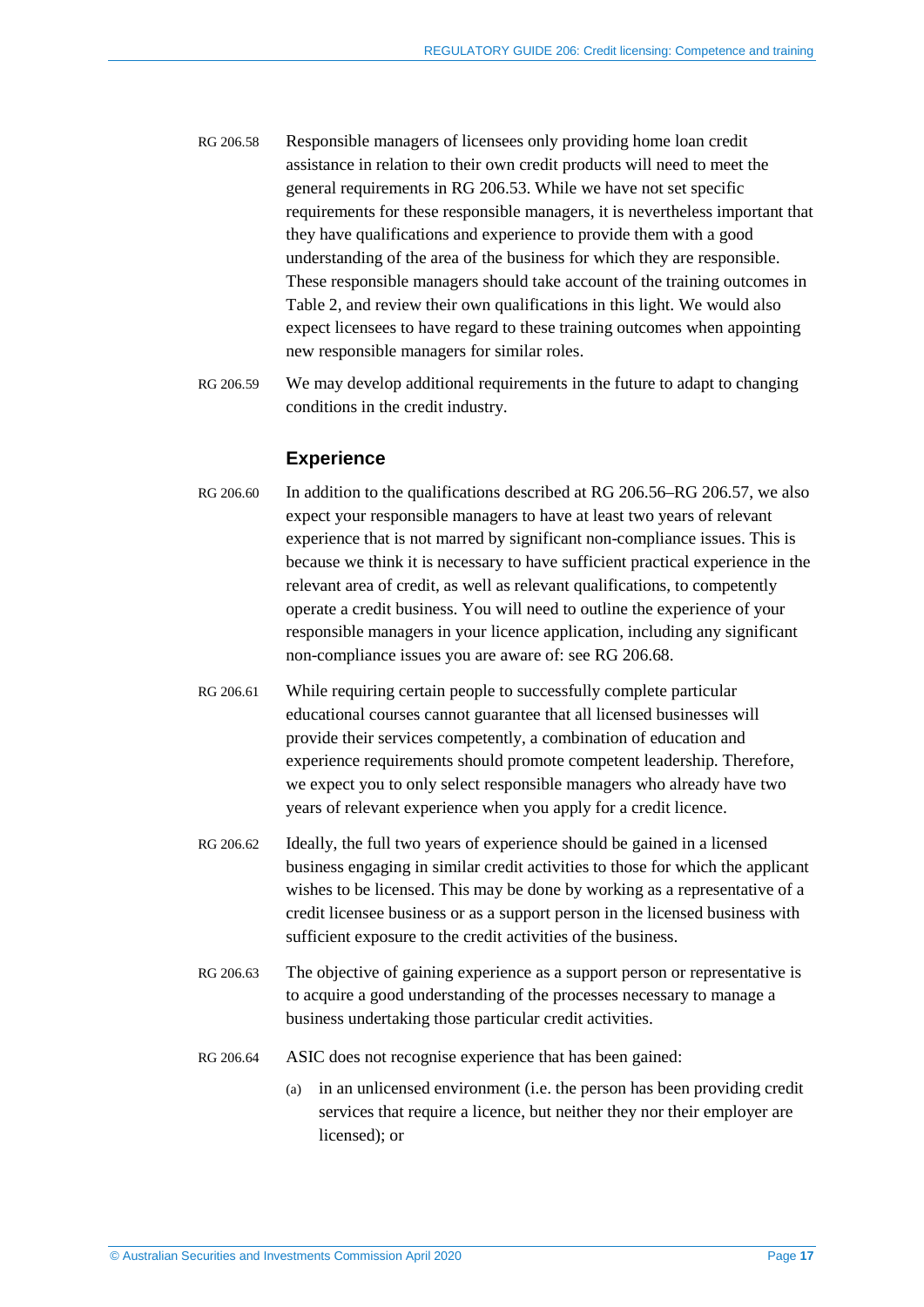RG 206.58 Responsible managers of licensees only providing home loan credit assistance in relation to their own credit products will need to meet the general requirements in RG 206.53. While we have not set specific requirements for these responsible managers, it is nevertheless important that they have qualifications and experience to provide them with a good understanding of the area of the business for which they are responsible. These responsible managers should take account of the training outcomes in Table 2, and review their own qualifications in this light. We would also expect licensees to have regard to these training outcomes when appointing new responsible managers for similar roles.

RG 206.59 We may develop additional requirements in the future to adapt to changing conditions in the credit industry.

### Experience

RG 206.60 In addition to the qualifications described at RG 206.56–RG 206.57, we also expect your responsible managers to have at least two years of relevant experience that is not marred by significant non-compliance issues. This is because we think it is necessary to have sufficient practical experience in the relevant area of credit, as well as relevant qualifications, to competently operate a credit business. You will need to outline the experience of your responsible managers in your licence application, including any significant non-compliance issues you are aware of: see RG 206.68.

RG 206.61 While requiring certain people to successfully complete particular educational courses cannot guarantee that all licensed businesses will provide their services competently, a combination of education and experience requirements should promote competent leadership. Therefore, we expect you to only select responsible managers who already have two years of relevant experience when you apply for a credit licence.

RG 206.62 Ideally, the full two years of experience should be gained in a licensed business engaging in similar credit activities to those for which the applicant wishes to be licensed. This may be done by working as a representative of a credit licensee business or as a support person in the licensed business with sufficient exposure to the credit activities of the business.

RG 206.63 The objective of gaining experience as a support person or representative is to acquire a good understanding of the processes necessary to manage a business undertaking those particular credit activities.

RG 206.64 ASIC does not recognise experience that has been gained:

(a) in an unlicensed environment (i.e. the person has been providing credit services that require a licence, but neither they nor their employer are licensed); or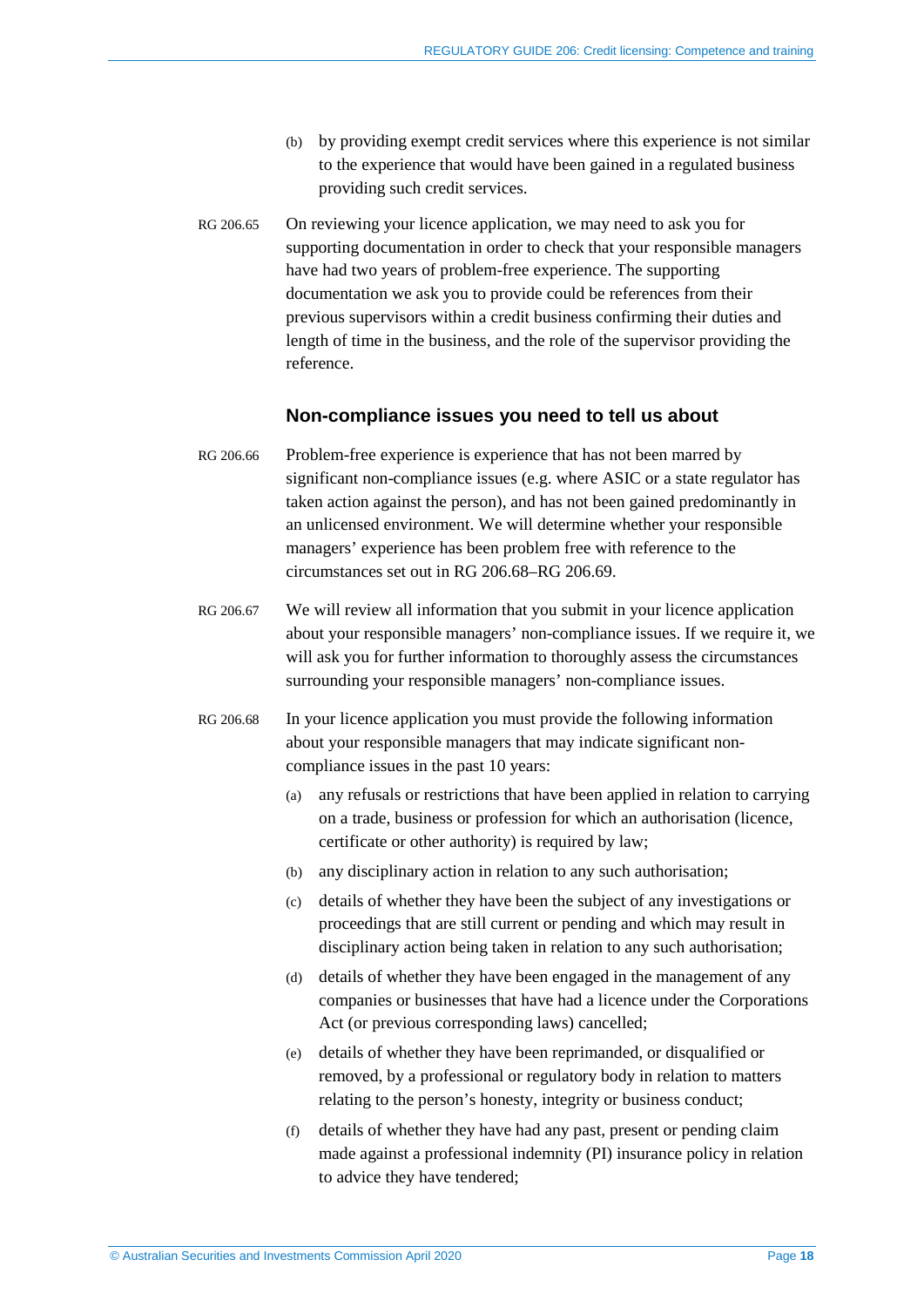(b) by providing exempt credit services where this experience is not similar to the experience that would have been gained in a regulated business providing such credit services.

RG 206.65 On reviewing your licence application, we may need to ask you for supporting documentation in order to check that your responsible managers have had two years of problem-free experience. The supporting documentation we ask you to provide could be references from their previous supervisors within a credit business confirming their duties and length of time in the business, and the role of the supervisor providing the reference.

### Non-compliance issues you need to tell us about

RG 206.66 Problem-free experience is experience that has not been marred by significant non-compliance issues (e.g. where ASIC or a state regulator has taken action against the person), and has not been gained predominantly in an unlicensed environment. We will determine whether your responsible managers' experience has been problem free with reference to the circumstances set out in RG 206.68–RG 206.69.

RG 206.67 We will review all information that you submit in your licence application about your responsible managers' non-compliance issues. If we require it, we will ask you for further information to thoroughly assess the circumstances surrounding your responsible managers' non-compliance issues.

RG 206.68 In your licence application you must provide the following information about your responsible managers that may indicate significant non-compliance issues in the past 10 years:

(a) any refusals or restrictions that have been applied in relation to carrying on a trade, business or profession for which an authorisation (licence, certificate or other authority) is required by law;

(b) any disciplinary action in relation to any such authorisation;

(c) details of whether they have been the subject of any investigations or proceedings that are still current or pending and which may result in disciplinary action being taken in relation to any such authorisation;

(d) details of whether they have been engaged in the management of any companies or businesses that have had a licence under the Corporations Act (or previous corresponding laws) cancelled;

(e) details of whether they have been reprimanded, or disqualified or removed, by a professional or regulatory body in relation to matters relating to the person's honesty, integrity or business conduct;

(f) details of whether they have had any past, present or pending claim made against a professional indemnity (PI) insurance policy in relation to advice they have tendered;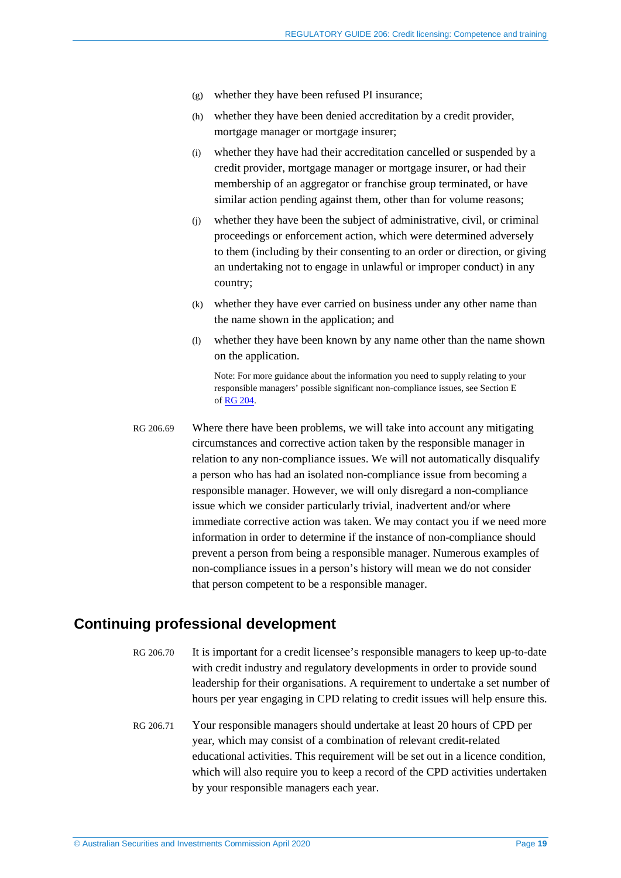(g) whether they have been refused PI insurance;

(h) whether they have been denied accreditation by a credit provider, mortgage manager or mortgage insurer;

(i) whether they have had their accreditation cancelled or suspended by a credit provider, mortgage manager or mortgage insurer, or had their membership of an aggregator or franchise group terminated, or have similar action pending against them, other than for volume reasons;

(j) whether they have been the subject of administrative, civil, or criminal proceedings or enforcement action, which were determined adversely to them (including by their consenting to an order or direction, or giving an undertaking not to engage in unlawful or improper conduct) in any country;

(k) whether they have ever carried on business under any other name than the name shown in the application; and

(l) whether they have been known by any name other than the name shown on the application.

Note: For more guidance about the information you need to supply relating to your responsible managers' possible significant non-compliance issues, see Section E of RG 204.

RG 206.69 Where there have been problems, we will take into account any mitigating circumstances and corrective action taken by the responsible manager in relation to any non-compliance issues. We will not automatically disqualify a person who has had an isolated non-compliance issue from becoming a responsible manager. However, we will only disregard a non-compliance issue which we consider particularly trivial, inadvertent and/or where immediate corrective action was taken. We may contact you if we need more information in order to determine if the instance of non-compliance should prevent a person from being a responsible manager. Numerous examples of non-compliance issues in a person's history will mean we do not consider that person competent to be a responsible manager.

## Continuing professional development

RG 206.70 It is important for a credit licensee's responsible managers to keep up-to-date with credit industry and regulatory developments in order to provide sound leadership for their organisations. A requirement to undertake a set number of hours per year engaging in CPD relating to credit issues will help ensure this.

RG 206.71 Your responsible managers should undertake at least 20 hours of CPD per year, which may consist of a combination of relevant credit-related educational activities. This requirement will be set out in a licence condition, which will also require you to keep a record of the CPD activities undertaken by your responsible managers each year.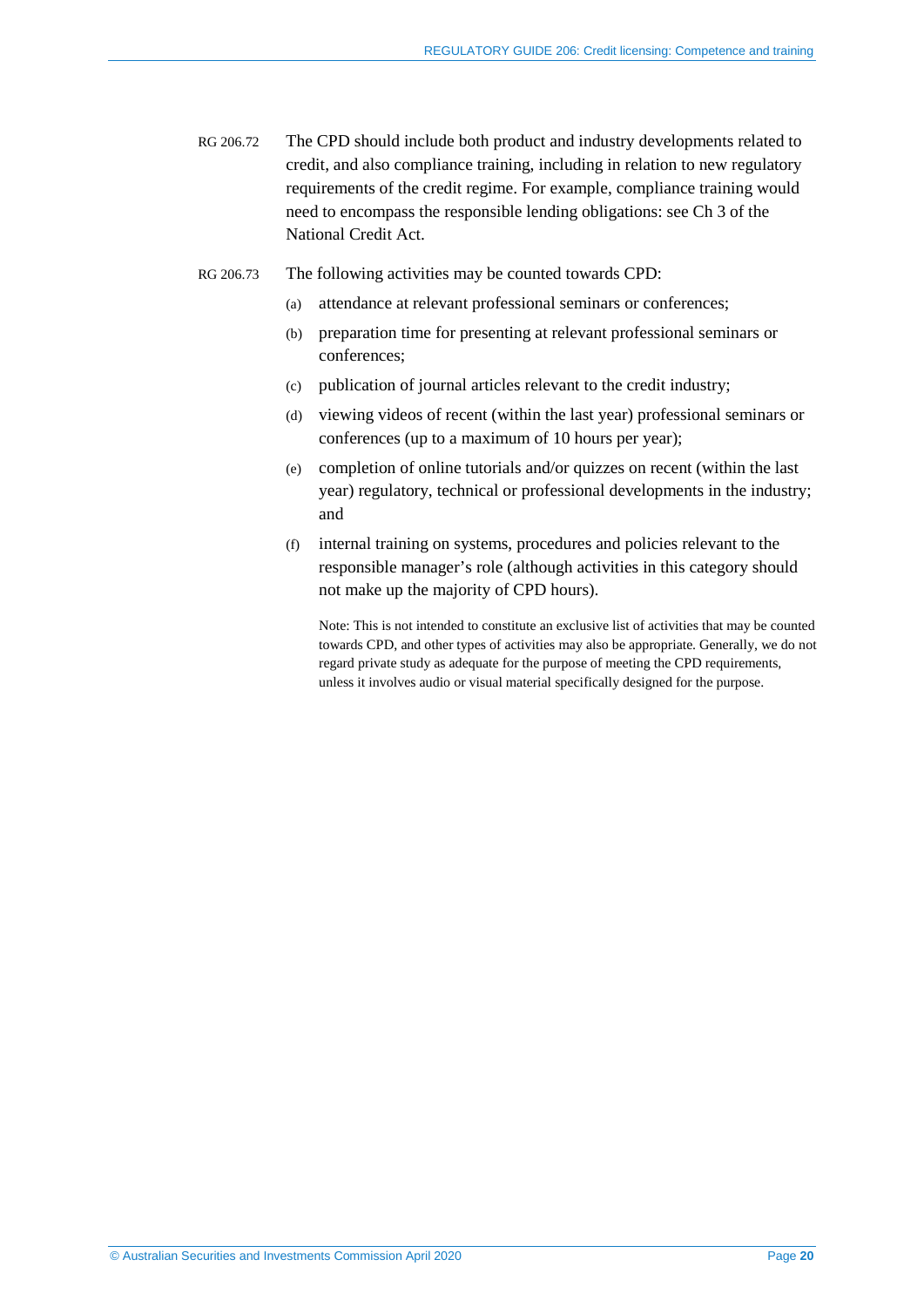RG 206.72 The CPD should include both product and industry developments related to credit, and also compliance training, including in relation to new regulatory requirements of the credit regime. For example, compliance training would need to encompass the responsible lending obligations: see Ch 3 of the National Credit Act.

RG 206.73 The following activities may be counted towards CPD:

(a) attendance at relevant professional seminars or conferences;

(b) preparation time for presenting at relevant professional seminars or conferences;

(c) publication of journal articles relevant to the credit industry;

(d) viewing videos of recent (within the last year) professional seminars or conferences (up to a maximum of 10 hours per year);

(e) completion of online tutorials and/or quizzes on recent (within the last year) regulatory, technical or professional developments in the industry; and

(f) internal training on systems, procedures and policies relevant to the responsible manager's role (although activities in this category should not make up the majority of CPD hours).

Note: This is not intended to constitute an exclusive list of activities that may be counted towards CPD, and other types of activities may also be appropriate. Generally, we do not regard private study as adequate for the purpose of meeting the CPD requirements, unless it involves audio or visual material specifically designed for the purpose.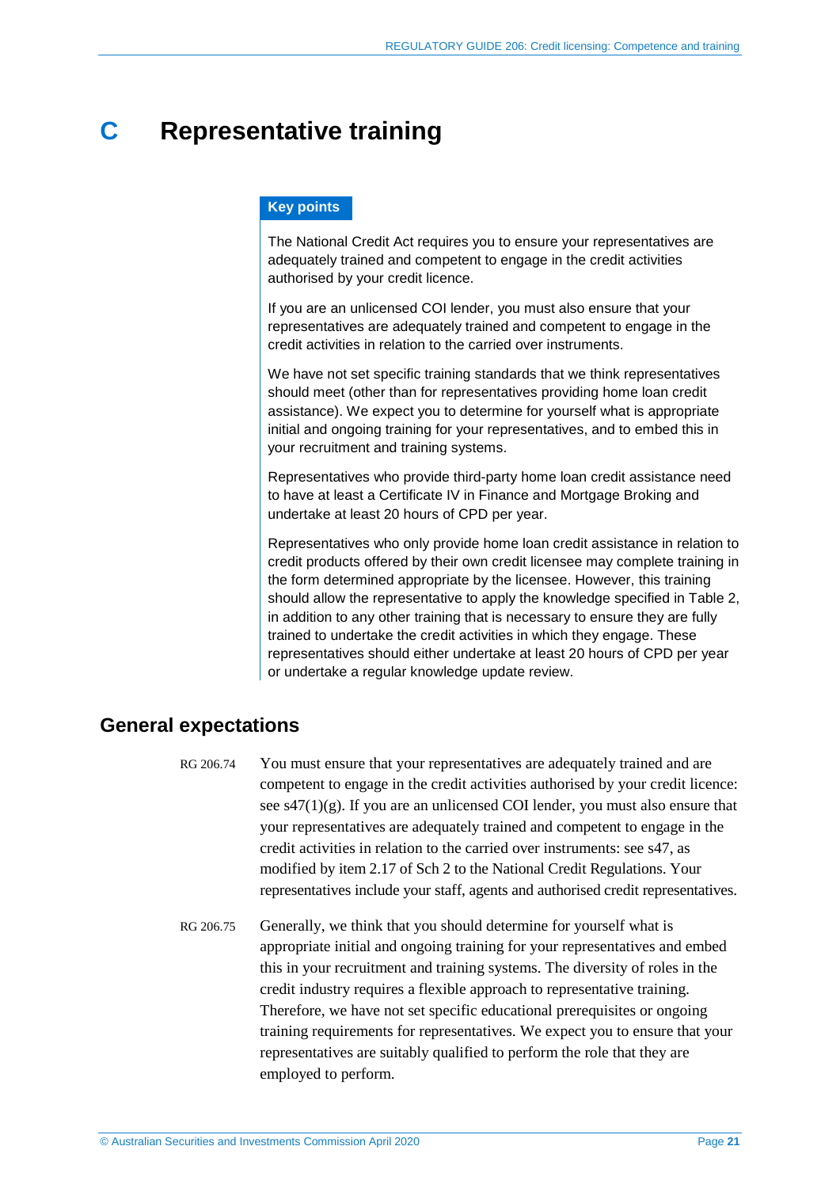# C Representative training

**Key points**

The National Credit Act requires you to ensure your representatives are adequately trained and competent to engage in the credit activities authorised by your credit licence.

If you are an unlicensed COI lender, you must also ensure that your representatives are adequately trained and competent to engage in the credit activities in relation to the carried over instruments.

We have not set specific training standards that we think representatives should meet (other than for representatives providing home loan credit assistance). We expect you to determine for yourself what is appropriate initial and ongoing training for your representatives, and to embed this in your recruitment and training systems.

Representatives who provide third-party home loan credit assistance need to have at least a Certificate IV in Finance and Mortgage Broking and undertake at least 20 hours of CPD per year.

Representatives who only provide home loan credit assistance in relation to credit products offered by their own credit licensee may complete training in the form determined appropriate by the licensee. However, this training should allow the representative to apply the knowledge specified in Table 2, in addition to any other training that is necessary to ensure they are fully trained to undertake the credit activities in which they engage. These representatives should either undertake at least 20 hours of CPD per year or undertake a regular knowledge update review.

## General expectations

RG 206.74 You must ensure that your representatives are adequately trained and are competent to engage in the credit activities authorised by your credit licence: see s47(1)(g). If you are an unlicensed COI lender, you must also ensure that your representatives are adequately trained and competent to engage in the credit activities in relation to the carried over instruments: see s47, as modified by item 2.17 of Sch 2 to the National Credit Regulations. Your representatives include your staff, agents and authorised credit representatives.

RG 206.75 Generally, we think that you should determine for yourself what is appropriate initial and ongoing training for your representatives and embed this in your recruitment and training systems. The diversity of roles in the credit industry requires a flexible approach to representative training. Therefore, we have not set specific educational prerequisites or ongoing training requirements for representatives. We expect you to ensure that your representatives are suitably qualified to perform the role that they are employed to perform.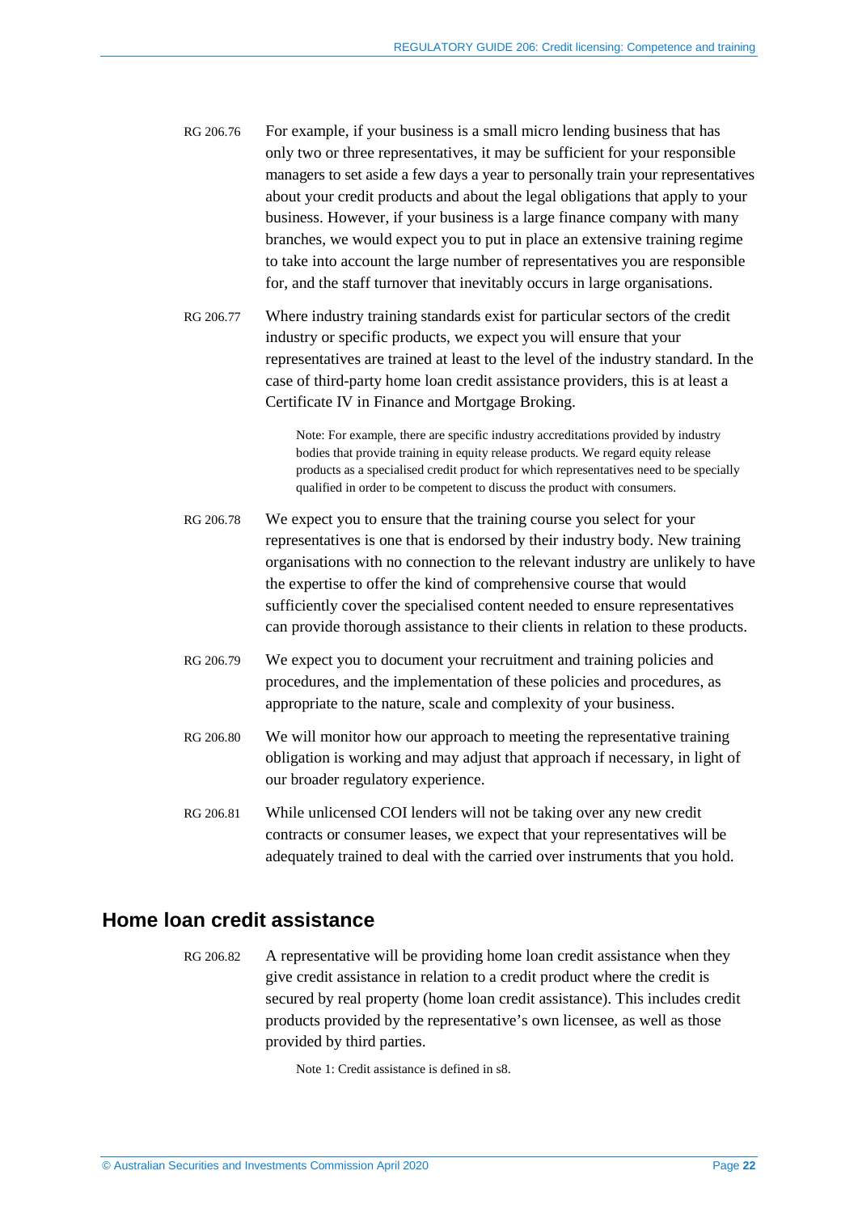RG 206.76 For example, if your business is a small micro lending business that has only two or three representatives, it may be sufficient for your responsible managers to set aside a few days a year to personally train your representatives about your credit products and about the legal obligations that apply to your business. However, if your business is a large finance company with many branches, we would expect you to put in place an extensive training regime to take into account the large number of representatives you are responsible for, and the staff turnover that inevitably occurs in large organisations.

RG 206.77 Where industry training standards exist for particular sectors of the credit industry or specific products, we expect you will ensure that your representatives are trained at least to the level of the industry standard. In the case of third-party home loan credit assistance providers, this is at least a Certificate IV in Finance and Mortgage Broking.

> Note: For example, there are specific industry accreditations provided by industry bodies that provide training in equity release products. We regard equity release products as a specialised credit product for which representatives need to be specially qualified in order to be competent to discuss the product with consumers.

RG 206.78 We expect you to ensure that the training course you select for your representatives is one that is endorsed by their industry body. New training organisations with no connection to the relevant industry are unlikely to have the expertise to offer the kind of comprehensive course that would sufficiently cover the specialised content needed to ensure representatives can provide thorough assistance to their clients in relation to these products.

RG 206.79 We expect you to document your recruitment and training policies and procedures, and the implementation of these policies and procedures, as appropriate to the nature, scale and complexity of your business.

RG 206.80 We will monitor how our approach to meeting the representative training obligation is working and may adjust that approach if necessary, in light of our broader regulatory experience.

RG 206.81 While unlicensed COI lenders will not be taking over any new credit contracts or consumer leases, we expect that your representatives will be adequately trained to deal with the carried over instruments that you hold.

## Home loan credit assistance

RG 206.82 A representative will be providing home loan credit assistance when they give credit assistance in relation to a credit product where the credit is secured by real property (home loan credit assistance). This includes credit products provided by the representative's own licensee, as well as those provided by third parties.

> Note 1: Credit assistance is defined in s8.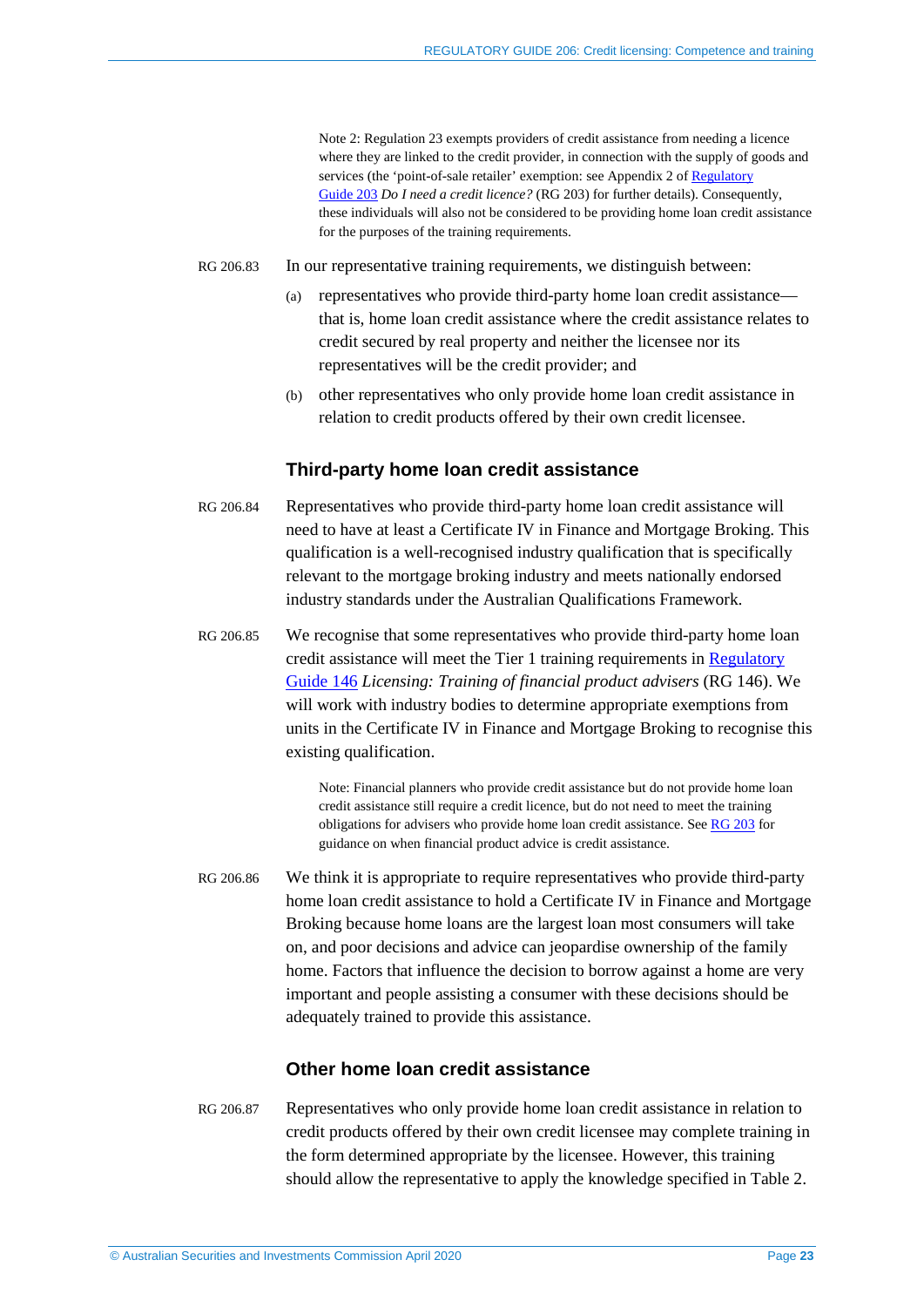Note 2: Regulation 23 exempts providers of credit assistance from needing a licence where they are linked to the credit provider, in connection with the supply of goods and services (the 'point-of-sale retailer' exemption: see Appendix 2 of Regulatory Guide 203 *Do I need a credit licence?* (RG 203) for further details). Consequently, these individuals will also not be considered to be providing home loan credit assistance for the purposes of the training requirements.

RG 206.83 In our representative training requirements, we distinguish between:

(a) representatives who provide third-party home loan credit assistance—that is, home loan credit assistance where the credit assistance relates to credit secured by real property and neither the licensee nor its representatives will be the credit provider; and

(b) other representatives who only provide home loan credit assistance in relation to credit products offered by their own credit licensee.

### Third-party home loan credit assistance

RG 206.84 Representatives who provide third-party home loan credit assistance will need to have at least a Certificate IV in Finance and Mortgage Broking. This qualification is a well-recognised industry qualification that is specifically relevant to the mortgage broking industry and meets nationally endorsed industry standards under the Australian Qualifications Framework.

RG 206.85 We recognise that some representatives who provide third-party home loan credit assistance will meet the Tier 1 training requirements in Regulatory Guide 146 *Licensing: Training of financial product advisers* (RG 146). We will work with industry bodies to determine appropriate exemptions from units in the Certificate IV in Finance and Mortgage Broking to recognise this existing qualification.

Note: Financial planners who provide credit assistance but do not provide home loan credit assistance still require a credit licence, but do not need to meet the training obligations for advisers who provide home loan credit assistance. See RG 203 for guidance on when financial product advice is credit assistance.

RG 206.86 We think it is appropriate to require representatives who provide third-party home loan credit assistance to hold a Certificate IV in Finance and Mortgage Broking because home loans are the largest loan most consumers will take on, and poor decisions and advice can jeopardise ownership of the family home. Factors that influence the decision to borrow against a home are very important and people assisting a consumer with these decisions should be adequately trained to provide this assistance.

### Other home loan credit assistance

RG 206.87 Representatives who only provide home loan credit assistance in relation to credit products offered by their own credit licensee may complete training in the form determined appropriate by the licensee. However, this training should allow the representative to apply the knowledge specified in Table 2.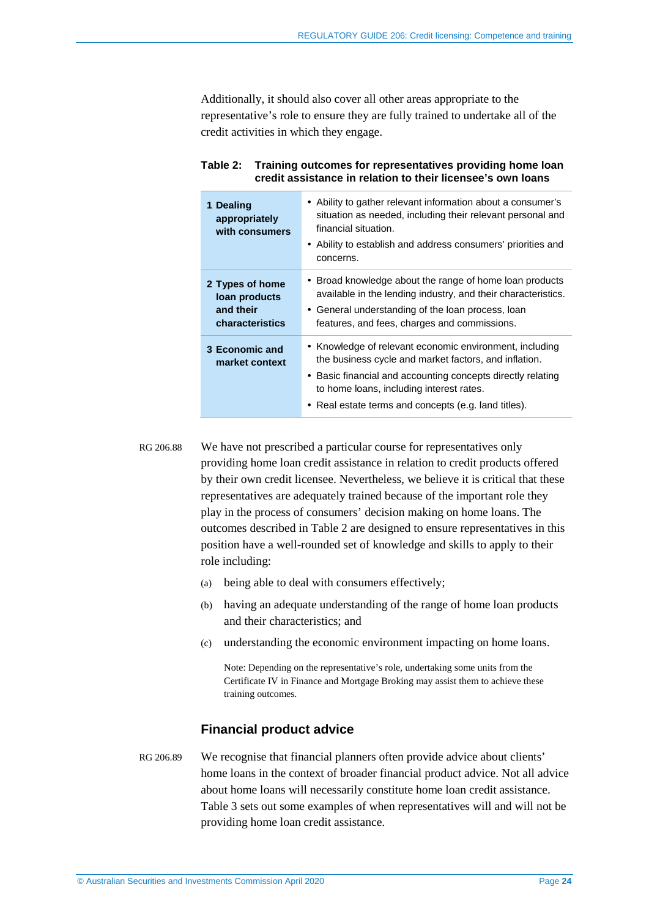Additionally, it should also cover all other areas appropriate to the representative's role to ensure they are fully trained to undertake all of the credit activities in which they engage.

**Table 2: Training outcomes for representatives providing home loan credit assistance in relation to their licensee's own loans**

| | |
|---|---|
| **1 Dealing appropriately with consumers** | • Ability to gather relevant information about a consumer's situation as needed, including their relevant personal and financial situation.<br>• Ability to establish and address consumers' priorities and concerns. |
| **2 Types of home loan products and their characteristics** | • Broad knowledge about the range of home loan products available in the lending industry, and their characteristics.<br>• General understanding of the loan process, loan features, and fees, charges and commissions. |
| **3 Economic and market context** | • Knowledge of relevant economic environment, including the business cycle and market factors, and inflation.<br>• Basic financial and accounting concepts directly relating to home loans, including interest rates.<br>• Real estate terms and concepts (e.g. land titles). |

RG 206.88 We have not prescribed a particular course for representatives only providing home loan credit assistance in relation to credit products offered by their own credit licensee. Nevertheless, we believe it is critical that these representatives are adequately trained because of the important role they play in the process of consumers' decision making on home loans. The outcomes described in Table 2 are designed to ensure representatives in this position have a well-rounded set of knowledge and skills to apply to their role including:

(a) being able to deal with consumers effectively;

(b) having an adequate understanding of the range of home loan products and their characteristics; and

(c) understanding the economic environment impacting on home loans.

Note: Depending on the representative's role, undertaking some units from the Certificate IV in Finance and Mortgage Broking may assist them to achieve these training outcomes.

## Financial product advice

RG 206.89 We recognise that financial planners often provide advice about clients' home loans in the context of broader financial product advice. Not all advice about home loans will necessarily constitute home loan credit assistance. Table 3 sets out some examples of when representatives will and will not be providing home loan credit assistance.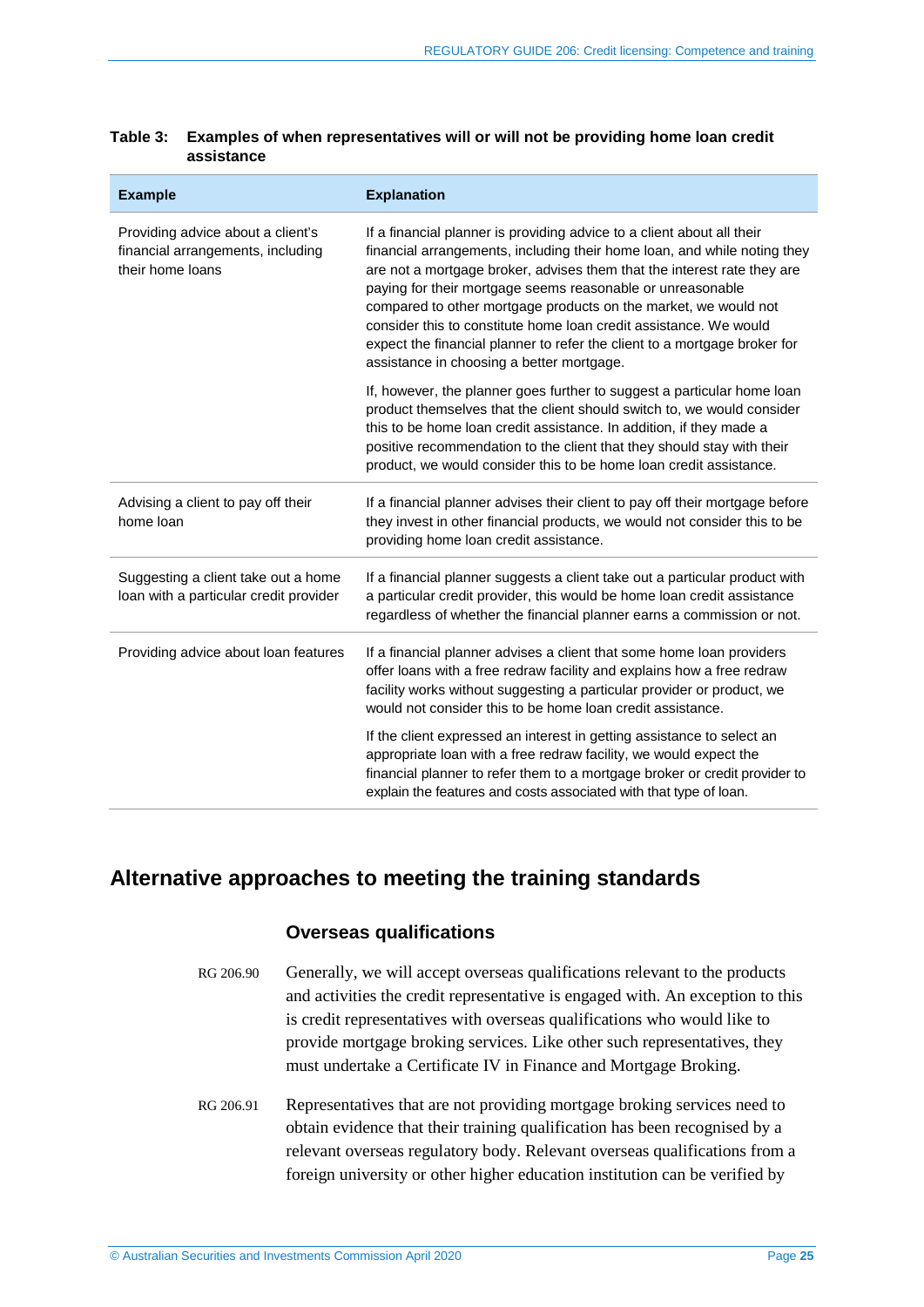**Table 3: Examples of when representatives will or will not be providing home loan credit assistance**

| Example | Explanation |
| --- | --- |
| Providing advice about a client's financial arrangements, including their home loans | If a financial planner is providing advice to a client about all their financial arrangements, including their home loan, and while noting they are not a mortgage broker, advises them that the interest rate they are paying for their mortgage seems reasonable or unreasonable compared to other mortgage products on the market, we would not consider this to constitute home loan credit assistance. We would expect the financial planner to refer the client to a mortgage broker for assistance in choosing a better mortgage.<br><br>If, however, the planner goes further to suggest a particular home loan product themselves that the client should switch to, we would consider this to be home loan credit assistance. In addition, if they made a positive recommendation to the client that they should stay with their product, we would consider this to be home loan credit assistance. |
| Advising a client to pay off their home loan | If a financial planner advises their client to pay off their mortgage before they invest in other financial products, we would not consider this to be providing home loan credit assistance. |
| Suggesting a client take out a home loan with a particular credit provider | If a financial planner suggests a client take out a particular product with a particular credit provider, this would be home loan credit assistance regardless of whether the financial planner earns a commission or not. |
| Providing advice about loan features | If a financial planner advises a client that some home loan providers offer loans with a free redraw facility and explains how a free redraw facility works without suggesting a particular provider or product, we would not consider this to be home loan credit assistance.<br><br>If the client expressed an interest in getting assistance to select an appropriate loan with a free redraw facility, we would expect the financial planner to refer them to a mortgage broker or credit provider to explain the features and costs associated with that type of loan. |

## Alternative approaches to meeting the training standards

### Overseas qualifications

RG 206.90 Generally, we will accept overseas qualifications relevant to the products and activities the credit representative is engaged with. An exception to this is credit representatives with overseas qualifications who would like to provide mortgage broking services. Like other such representatives, they must undertake a Certificate IV in Finance and Mortgage Broking.

RG 206.91 Representatives that are not providing mortgage broking services need to obtain evidence that their training qualification has been recognised by a relevant overseas regulatory body. Relevant overseas qualifications from a foreign university or other higher education institution can be verified by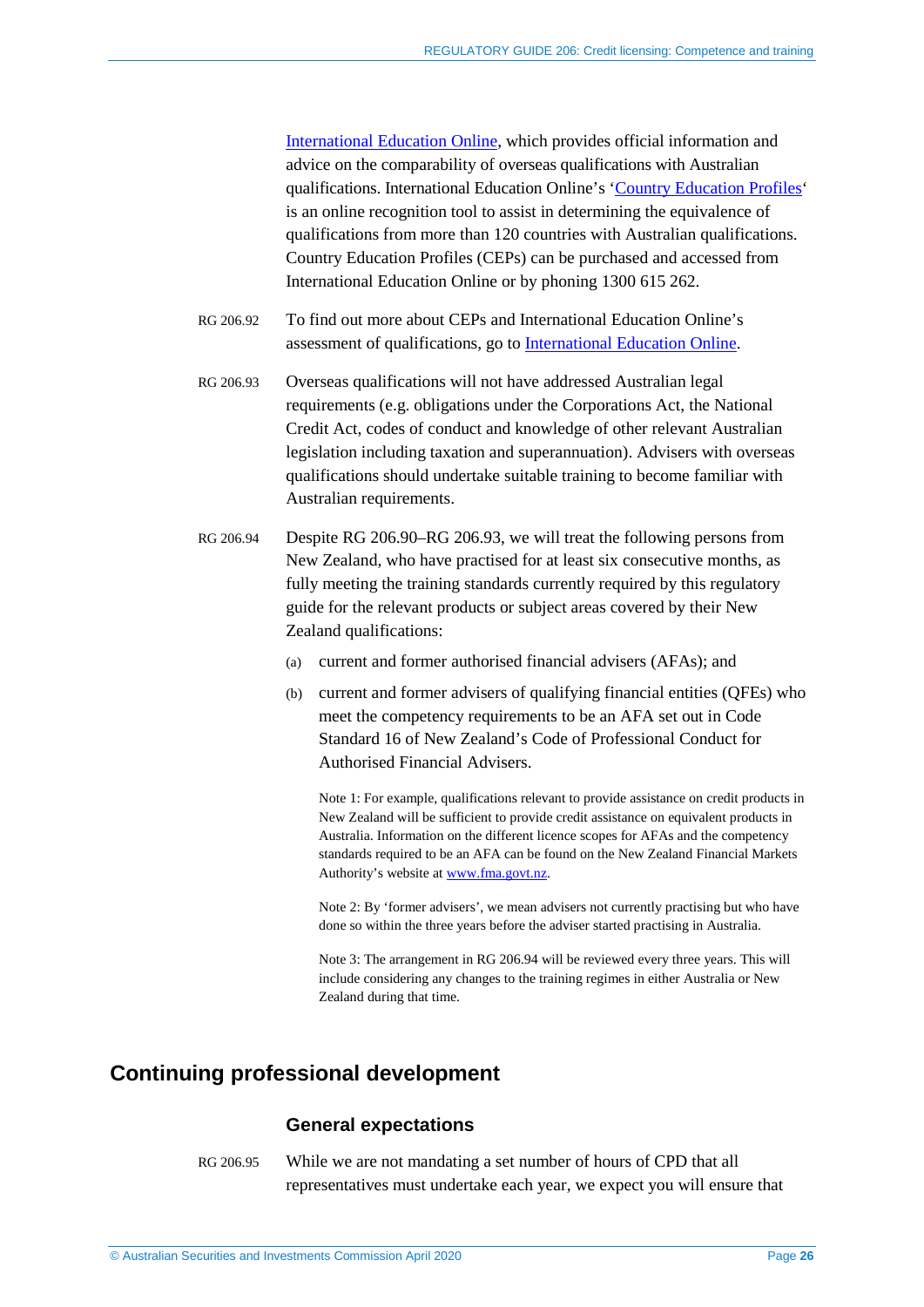International Education Online, which provides official information and advice on the comparability of overseas qualifications with Australian qualifications. International Education Online's 'Country Education Profiles' is an online recognition tool to assist in determining the equivalence of qualifications from more than 120 countries with Australian qualifications. Country Education Profiles (CEPs) can be purchased and accessed from International Education Online or by phoning 1300 615 262.

RG 206.92 To find out more about CEPs and International Education Online's assessment of qualifications, go to International Education Online.

RG 206.93 Overseas qualifications will not have addressed Australian legal requirements (e.g. obligations under the Corporations Act, the National Credit Act, codes of conduct and knowledge of other relevant Australian legislation including taxation and superannuation). Advisers with overseas qualifications should undertake suitable training to become familiar with Australian requirements.

RG 206.94 Despite RG 206.90–RG 206.93, we will treat the following persons from New Zealand, who have practised for at least six consecutive months, as fully meeting the training standards currently required by this regulatory guide for the relevant products or subject areas covered by their New Zealand qualifications:

(a) current and former authorised financial advisers (AFAs); and

(b) current and former advisers of qualifying financial entities (QFEs) who meet the competency requirements to be an AFA set out in Code Standard 16 of New Zealand's Code of Professional Conduct for Authorised Financial Advisers.

Note 1: For example, qualifications relevant to provide assistance on credit products in New Zealand will be sufficient to provide credit assistance on equivalent products in Australia. Information on the different licence scopes for AFAs and the competency standards required to be an AFA can be found on the New Zealand Financial Markets Authority's website at www.fma.govt.nz.

Note 2: By 'former advisers', we mean advisers not currently practising but who have done so within the three years before the adviser started practising in Australia.

Note 3: The arrangement in RG 206.94 will be reviewed every three years. This will include considering any changes to the training regimes in either Australia or New Zealand during that time.

## Continuing professional development

### General expectations

RG 206.95 While we are not mandating a set number of hours of CPD that all representatives must undertake each year, we expect you will ensure that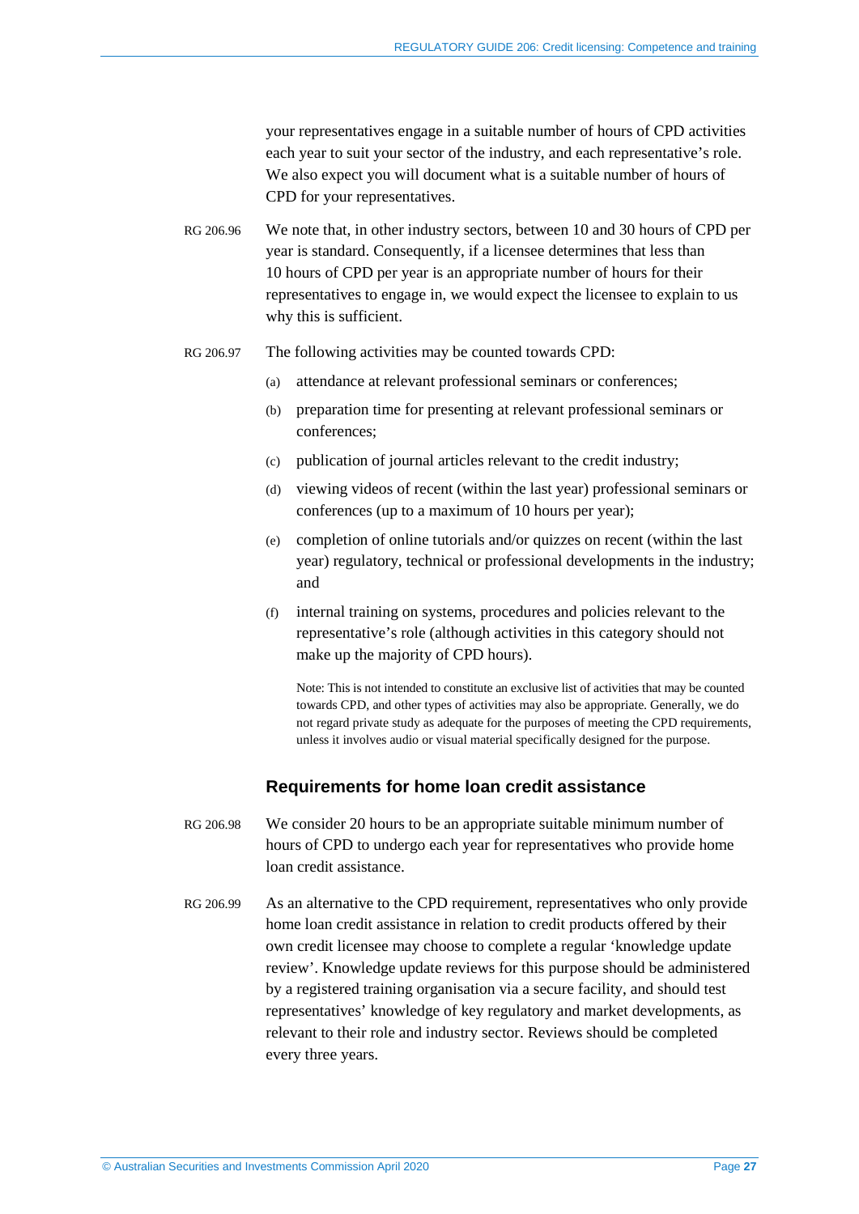your representatives engage in a suitable number of hours of CPD activities each year to suit your sector of the industry, and each representative's role. We also expect you will document what is a suitable number of hours of CPD for your representatives.

RG 206.96 We note that, in other industry sectors, between 10 and 30 hours of CPD per year is standard. Consequently, if a licensee determines that less than 10 hours of CPD per year is an appropriate number of hours for their representatives to engage in, we would expect the licensee to explain to us why this is sufficient.

RG 206.97 The following activities may be counted towards CPD:

(a) attendance at relevant professional seminars or conferences;

(b) preparation time for presenting at relevant professional seminars or conferences;

(c) publication of journal articles relevant to the credit industry;

(d) viewing videos of recent (within the last year) professional seminars or conferences (up to a maximum of 10 hours per year);

(e) completion of online tutorials and/or quizzes on recent (within the last year) regulatory, technical or professional developments in the industry; and

(f) internal training on systems, procedures and policies relevant to the representative's role (although activities in this category should not make up the majority of CPD hours).

Note: This is not intended to constitute an exclusive list of activities that may be counted towards CPD, and other types of activities may also be appropriate. Generally, we do not regard private study as adequate for the purposes of meeting the CPD requirements, unless it involves audio or visual material specifically designed for the purpose.

### Requirements for home loan credit assistance

RG 206.98 We consider 20 hours to be an appropriate suitable minimum number of hours of CPD to undergo each year for representatives who provide home loan credit assistance.

RG 206.99 As an alternative to the CPD requirement, representatives who only provide home loan credit assistance in relation to credit products offered by their own credit licensee may choose to complete a regular 'knowledge update review'. Knowledge update reviews for this purpose should be administered by a registered training organisation via a secure facility, and should test representatives' knowledge of key regulatory and market developments, as relevant to their role and industry sector. Reviews should be completed every three years.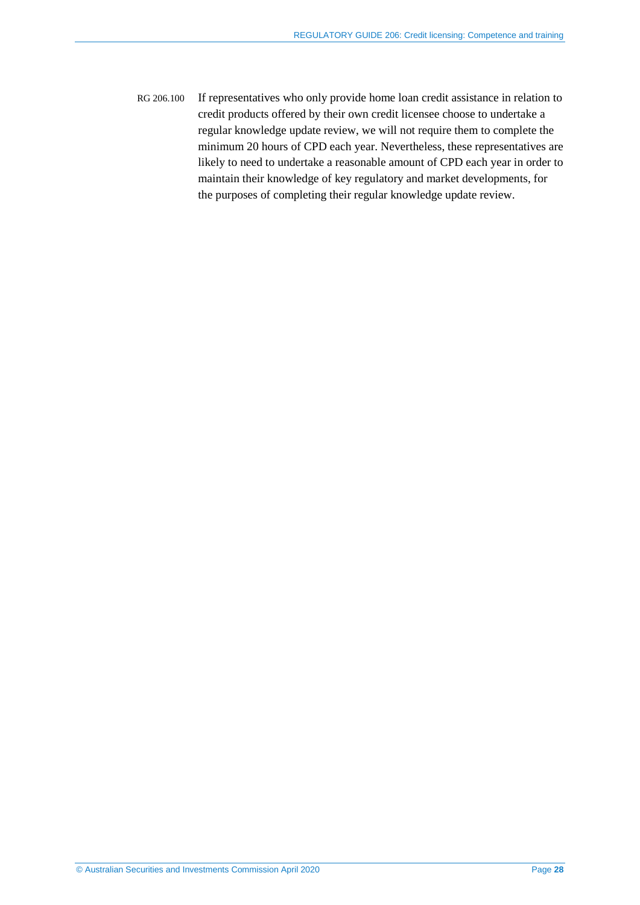RG 206.100 If representatives who only provide home loan credit assistance in relation to credit products offered by their own credit licensee choose to undertake a regular knowledge update review, we will not require them to complete the minimum 20 hours of CPD each year. Nevertheless, these representatives are likely to need to undertake a reasonable amount of CPD each year in order to maintain their knowledge of key regulatory and market developments, for the purposes of completing their regular knowledge update review.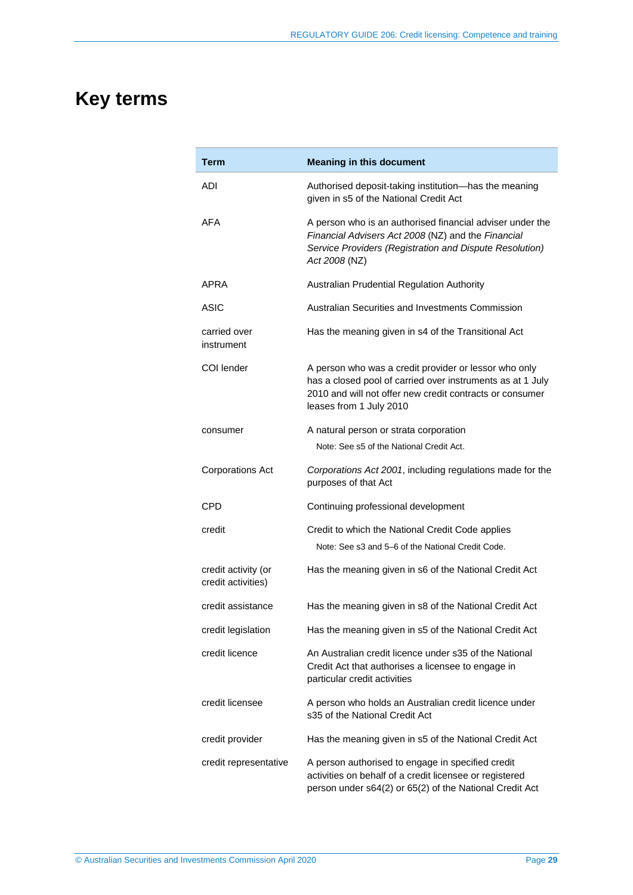# Key terms

| Term | Meaning in this document |
|---|---|
| ADI | Authorised deposit-taking institution—has the meaning given in s5 of the National Credit Act |
| AFA | A person who is an authorised financial adviser under the *Financial Advisers Act 2008* (NZ) and the *Financial Service Providers (Registration and Dispute Resolution) Act 2008* (NZ) |
| APRA | Australian Prudential Regulation Authority |
| ASIC | Australian Securities and Investments Commission |
| carried over instrument | Has the meaning given in s4 of the Transitional Act |
| COI lender | A person who was a credit provider or lessor who only has a closed pool of carried over instruments as at 1 July 2010 and will not offer new credit contracts or consumer leases from 1 July 2010 |
| consumer | A natural person or strata corporation<br>Note: See s5 of the National Credit Act. |
| Corporations Act | *Corporations Act 2001*, including regulations made for the purposes of that Act |
| CPD | Continuing professional development |
| credit | Credit to which the National Credit Code applies<br>Note: See s3 and 5–6 of the National Credit Code. |
| credit activity (or credit activities) | Has the meaning given in s6 of the National Credit Act |
| credit assistance | Has the meaning given in s8 of the National Credit Act |
| credit legislation | Has the meaning given in s5 of the National Credit Act |
| credit licence | An Australian credit licence under s35 of the National Credit Act that authorises a licensee to engage in particular credit activities |
| credit licensee | A person who holds an Australian credit licence under s35 of the National Credit Act |
| credit provider | Has the meaning given in s5 of the National Credit Act |
| credit representative | A person authorised to engage in specified credit activities on behalf of a credit licensee or registered person under s64(2) or 65(2) of the National Credit Act |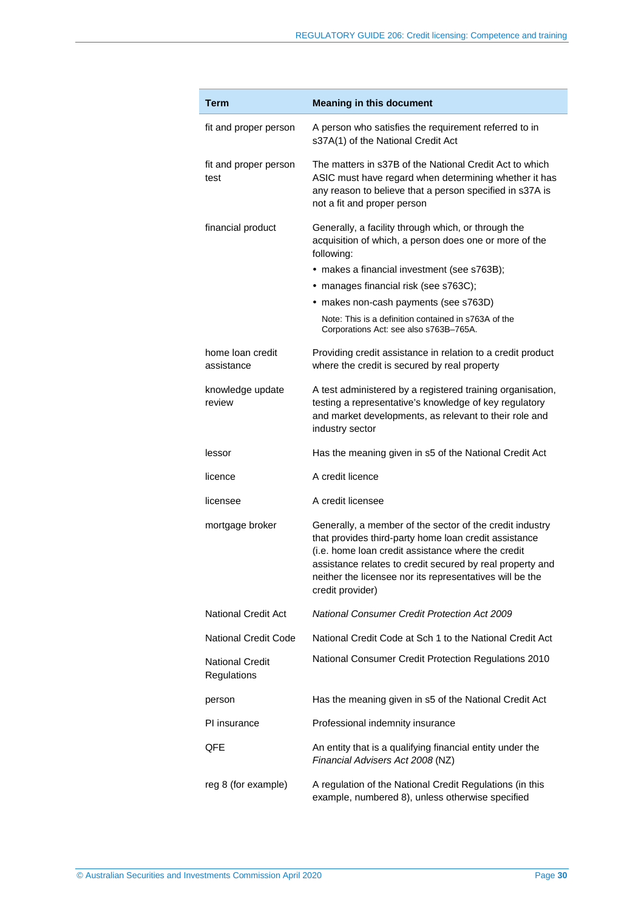| Term | Meaning in this document |
|---|---|
| fit and proper person | A person who satisfies the requirement referred to in s37A(1) of the National Credit Act |
| fit and proper person test | The matters in s37B of the National Credit Act to which ASIC must have regard when determining whether it has any reason to believe that a person specified in s37A is not a fit and proper person |
| financial product | Generally, a facility through which, or through the acquisition of which, a person does one or more of the following:<br>• makes a financial investment (see s763B);<br>• manages financial risk (see s763C);<br>• makes non-cash payments (see s763D)<br>Note: This is a definition contained in s763A of the Corporations Act: see also s763B–765A. |
| home loan credit assistance | Providing credit assistance in relation to a credit product where the credit is secured by real property |
| knowledge update review | A test administered by a registered training organisation, testing a representative's knowledge of key regulatory and market developments, as relevant to their role and industry sector |
| lessor | Has the meaning given in s5 of the National Credit Act |
| licence | A credit licence |
| licensee | A credit licensee |
| mortgage broker | Generally, a member of the sector of the credit industry that provides third-party home loan credit assistance (i.e. home loan credit assistance where the credit assistance relates to credit secured by real property and neither the licensee nor its representatives will be the credit provider) |
| National Credit Act | *National Consumer Credit Protection Act 2009* |
| National Credit Code | National Credit Code at Sch 1 to the National Credit Act |
| National Credit Regulations | National Consumer Credit Protection Regulations 2010 |
| person | Has the meaning given in s5 of the National Credit Act |
| PI insurance | Professional indemnity insurance |
| QFE | An entity that is a qualifying financial entity under the *Financial Advisers Act 2008* (NZ) |
| reg 8 (for example) | A regulation of the National Credit Regulations (in this example, numbered 8), unless otherwise specified |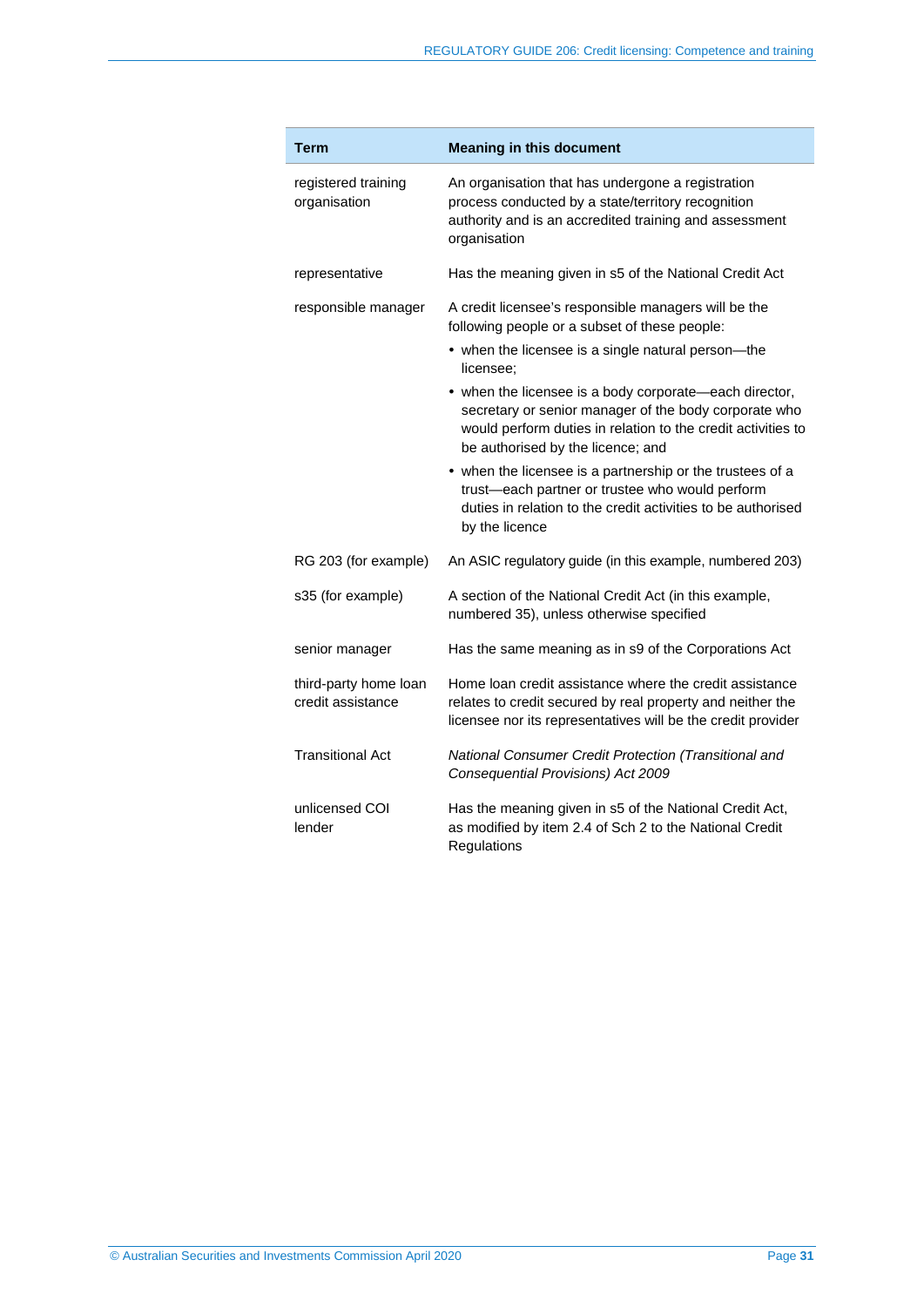| Term | Meaning in this document |
|---|---|
| registered training organisation | An organisation that has undergone a registration process conducted by a state/territory recognition authority and is an accredited training and assessment organisation |
| representative | Has the meaning given in s5 of the National Credit Act |
| responsible manager | A credit licensee's responsible managers will be the following people or a subset of these people: <br>• when the licensee is a single natural person—the licensee; <br>• when the licensee is a body corporate—each director, secretary or senior manager of the body corporate who would perform duties in relation to the credit activities to be authorised by the licence; and <br>• when the licensee is a partnership or the trustees of a trust—each partner or trustee who would perform duties in relation to the credit activities to be authorised by the licence |
| RG 203 (for example) | An ASIC regulatory guide (in this example, numbered 203) |
| s35 (for example) | A section of the National Credit Act (in this example, numbered 35), unless otherwise specified |
| senior manager | Has the same meaning as in s9 of the Corporations Act |
| third-party home loan credit assistance | Home loan credit assistance where the credit assistance relates to credit secured by real property and neither the licensee nor its representatives will be the credit provider |
| Transitional Act | *National Consumer Credit Protection (Transitional and Consequential Provisions) Act 2009* |
| unlicensed COI lender | Has the meaning given in s5 of the National Credit Act, as modified by item 2.4 of Sch 2 to the National Credit Regulations |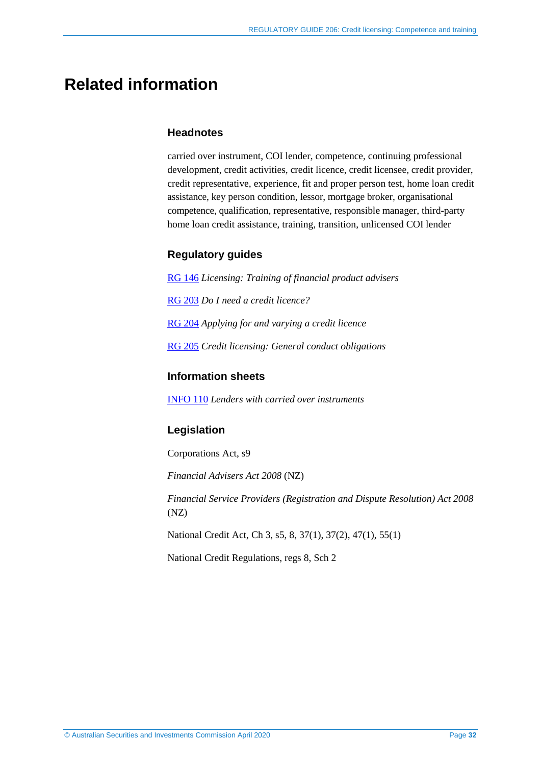# Related information

## Headnotes

carried over instrument, COI lender, competence, continuing professional development, credit activities, credit licence, credit licensee, credit provider, credit representative, experience, fit and proper person test, home loan credit assistance, key person condition, lessor, mortgage broker, organisational competence, qualification, representative, responsible manager, third-party home loan credit assistance, training, transition, unlicensed COI lender

## Regulatory guides

RG 146 *Licensing: Training of financial product advisers*

RG 203 *Do I need a credit licence?*

RG 204 *Applying for and varying a credit licence*

RG 205 *Credit licensing: General conduct obligations*

## Information sheets

INFO 110 *Lenders with carried over instruments*

## Legislation

Corporations Act, s9

*Financial Advisers Act 2008* (NZ)

*Financial Service Providers (Registration and Dispute Resolution) Act 2008* (NZ)

National Credit Act, Ch 3, s5, 8, 37(1), 37(2), 47(1), 55(1)

National Credit Regulations, regs 8, Sch 2